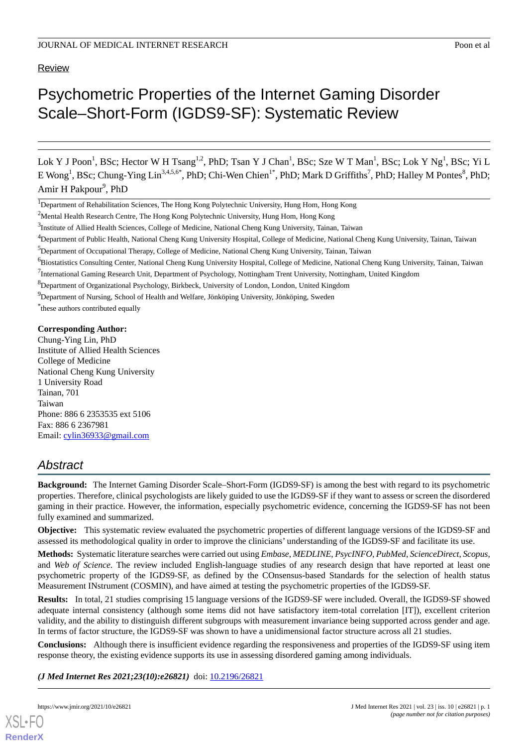Review

# Psychometric Properties of the Internet Gaming Disorder Scale–Short-Form (IGDS9-SF): Systematic Review

Lok Y J Poon[1], BSc; Hector W H Tsang[1,2], PhD; Tsan Y J Chan[1], BSc; Sze W T Man[1], BSc; Lok Y Ng[1], BSc; Yi L E Wong[1], BSc; Chung-Ying Lin[3,4,5,6*], PhD; Chi-Wen Chien[1*], PhD; Mark D Griffiths[7], PhD; Halley M Pontes[8], PhD; Amir H Pakpour[9], PhD

[1]Department of Rehabilitation Sciences, The Hong Kong Polytechnic University, Hung Hom, Hong Kong

[2]Mental Health Research Centre, The Hong Kong Polytechnic University, Hung Hom, Hong Kong

[3]Institute of Allied Health Sciences, College of Medicine, National Cheng Kung University, Tainan, Taiwan

[4]Department of Public Health, National Cheng Kung University Hospital, College of Medicine, National Cheng Kung University, Tainan, Taiwan

[5]Department of Occupational Therapy, College of Medicine, National Cheng Kung University, Tainan, Taiwan

[6]Biostatistics Consulting Center, National Cheng Kung University Hospital, College of Medicine, National Cheng Kung University, Tainan, Taiwan

[7]International Gaming Research Unit, Department of Psychology, Nottingham Trent University, Nottingham, United Kingdom

[8]Department of Organizational Psychology, Birkbeck, University of London, London, United Kingdom

[9]Department of Nursing, School of Health and Welfare, Jönköping University, Jönköping, Sweden

*these authors contributed equally

**Corresponding Author:**
Chung-Ying Lin, PhD
Institute of Allied Health Sciences
College of Medicine
National Cheng Kung University
1 University Road
Tainan, 701
Taiwan
Phone: 886 6 2353535 ext 5106
Fax: 886 6 2367981
Email: cylin36933@gmail.com

## Abstract

**Background:** The Internet Gaming Disorder Scale–Short-Form (IGDS9-SF) is among the best with regard to its psychometric properties. Therefore, clinical psychologists are likely guided to use the IGDS9-SF if they want to assess or screen the disordered gaming in their practice. However, the information, especially psychometric evidence, concerning the IGDS9-SF has not been fully examined and summarized.

**Objective:** This systematic review evaluated the psychometric properties of different language versions of the IGDS9-SF and assessed its methodological quality in order to improve the clinicians' understanding of the IGDS9-SF and facilitate its use.

**Methods:** Systematic literature searches were carried out using *Embase*, *MEDLINE*, *PsycINFO*, *PubMed*, *ScienceDirect*, *Scopus*, and *Web of Science*. The review included English-language studies of any research design that have reported at least one psychometric property of the IGDS9-SF, as defined by the COnsensus-based Standards for the selection of health status Measurement INstrument (COSMIN), and have aimed at testing the psychometric properties of the IGDS9-SF.

**Results:** In total, 21 studies comprising 15 language versions of the IGDS9-SF were included. Overall, the IGDS9-SF showed adequate internal consistency (although some items did not have satisfactory item-total correlation [IT]), excellent criterion validity, and the ability to distinguish different subgroups with measurement invariance being supported across gender and age. In terms of factor structure, the IGDS9-SF was shown to have a unidimensional factor structure across all 21 studies.

**Conclusions:** Although there is insufficient evidence regarding the responsiveness and properties of the IGDS9-SF using item response theory, the existing evidence supports its use in assessing disordered gaming among individuals.

***(J Med Internet Res 2021;23(10):e26821)*** doi: 10.2196/26821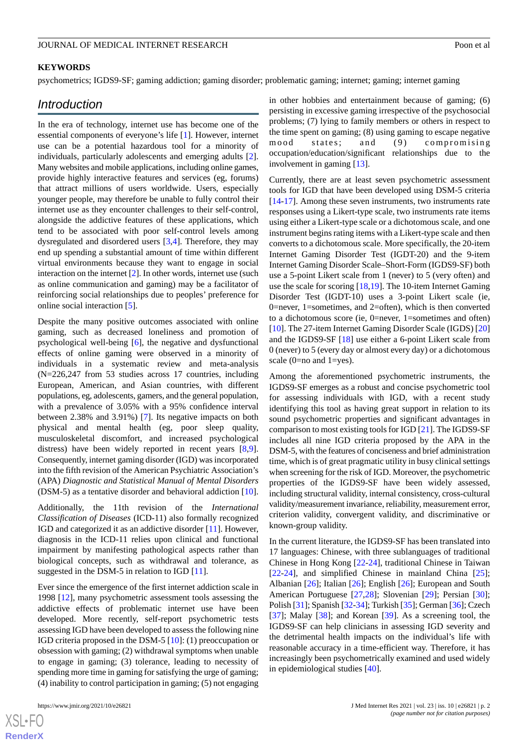**KEYWORDS**

psychometrics; IGDS9-SF; gaming addiction; gaming disorder; problematic gaming; internet; gaming; internet gaming

## Introduction

In the era of technology, internet use has become one of the essential components of everyone's life [1]. However, internet use can be a potential hazardous tool for a minority of individuals, particularly adolescents and emerging adults [2]. Many websites and mobile applications, including online games, provide highly interactive features and services (eg, forums) that attract millions of users worldwide. Users, especially younger people, may therefore be unable to fully control their internet use as they encounter challenges to their self-control, alongside the addictive features of these applications, which tend to be associated with poor self-control levels among dysregulated and disordered users [3,4]. Therefore, they may end up spending a substantial amount of time within different virtual environments because they want to engage in social interaction on the internet [2]. In other words, internet use (such as online communication and gaming) may be a facilitator of reinforcing social relationships due to peoples' preference for online social interaction [5].

Despite the many positive outcomes associated with online gaming, such as decreased loneliness and promotion of psychological well-being [6], the negative and dysfunctional effects of online gaming were observed in a minority of individuals in a systematic review and meta-analysis (N=226,247 from 53 studies across 17 countries, including European, American, and Asian countries, with different populations, eg, adolescents, gamers, and the general population, with a prevalence of 3.05% with a 95% confidence interval between 2.38% and 3.91%) [7]. Its negative impacts on both physical and mental health (eg, poor sleep quality, musculoskeletal discomfort, and increased psychological distress) have been widely reported in recent years [8,9]. Consequently, internet gaming disorder (IGD) was incorporated into the fifth revision of the American Psychiatric Association's (APA) *Diagnostic and Statistical Manual of Mental Disorders* (DSM-5) as a tentative disorder and behavioral addiction [10].

Additionally, the 11th revision of the *International Classification of Diseases* (ICD-11) also formally recognized IGD and categorized it as an addictive disorder [11]. However, diagnosis in the ICD-11 relies upon clinical and functional impairment by manifesting pathological aspects rather than biological concepts, such as withdrawal and tolerance, as suggested in the DSM-5 in relation to IGD [11].

Ever since the emergence of the first internet addiction scale in 1998 [12], many psychometric assessment tools assessing the addictive effects of problematic internet use have been developed. More recently, self-report psychometric tests assessing IGD have been developed to assess the following nine IGD criteria proposed in the DSM-5 [10]: (1) preoccupation or obsession with gaming; (2) withdrawal symptoms when unable to engage in gaming; (3) tolerance, leading to necessity of spending more time in gaming for satisfying the urge of gaming; (4) inability to control participation in gaming; (5) not engaging in other hobbies and entertainment because of gaming; (6) persisting in excessive gaming irrespective of the psychosocial problems; (7) lying to family members or others in respect to the time spent on gaming; (8) using gaming to escape negative mood states; and (9) compromising occupation/education/significant relationships due to the involvement in gaming [13].

Currently, there are at least seven psychometric assessment tools for IGD that have been developed using DSM-5 criteria [14-17]. Among these seven instruments, two instruments rate responses using a Likert-type scale, two instruments rate items using either a Likert-type scale or a dichotomous scale, and one instrument begins rating items with a Likert-type scale and then converts to a dichotomous scale. More specifically, the 20-item Internet Gaming Disorder Test (IGDT-20) and the 9-item Internet Gaming Disorder Scale–Short-Form (IGDS9-SF) both use a 5-point Likert scale from 1 (never) to 5 (very often) and use the scale for scoring [18,19]. The 10-item Internet Gaming Disorder Test (IGDT-10) uses a 3-point Likert scale (ie, 0=never, 1=sometimes, and 2=often), which is then converted to a dichotomous score (ie, 0=never, 1=sometimes and often) [10]. The 27-item Internet Gaming Disorder Scale (IGDS) [20] and the IGDS9-SF [18] use either a 6-point Likert scale from 0 (never) to 5 (every day or almost every day) or a dichotomous scale (0=no and 1=yes).

Among the aforementioned psychometric instruments, the IGDS9-SF emerges as a robust and concise psychometric tool for assessing individuals with IGD, with a recent study identifying this tool as having great support in relation to its sound psychometric properties and significant advantages in comparison to most existing tools for IGD [21]. The IGDS9-SF includes all nine IGD criteria proposed by the APA in the DSM-5, with the features of conciseness and brief administration time, which is of great pragmatic utility in busy clinical settings when screening for the risk of IGD. Moreover, the psychometric properties of the IGDS9-SF have been widely assessed, including structural validity, internal consistency, cross-cultural validity/measurement invariance, reliability, measurement error, criterion validity, convergent validity, and discriminative or known-group validity.

In the current literature, the IGDS9-SF has been translated into 17 languages: Chinese, with three sublanguages of traditional Chinese in Hong Kong [22-24], traditional Chinese in Taiwan [22-24], and simplified Chinese in mainland China [25]; Albanian [26]; Italian [26]; English [26]; European and South American Portuguese [27,28]; Slovenian [29]; Persian [30]; Polish [31]; Spanish [32-34]; Turkish [35]; German [36]; Czech [37]; Malay [38]; and Korean [39]. As a screening tool, the IGDS9-SF can help clinicians in assessing IGD severity and the detrimental health impacts on the individual's life with reasonable accuracy in a time-efficient way. Therefore, it has increasingly been psychometrically examined and used widely in epidemiological studies [40].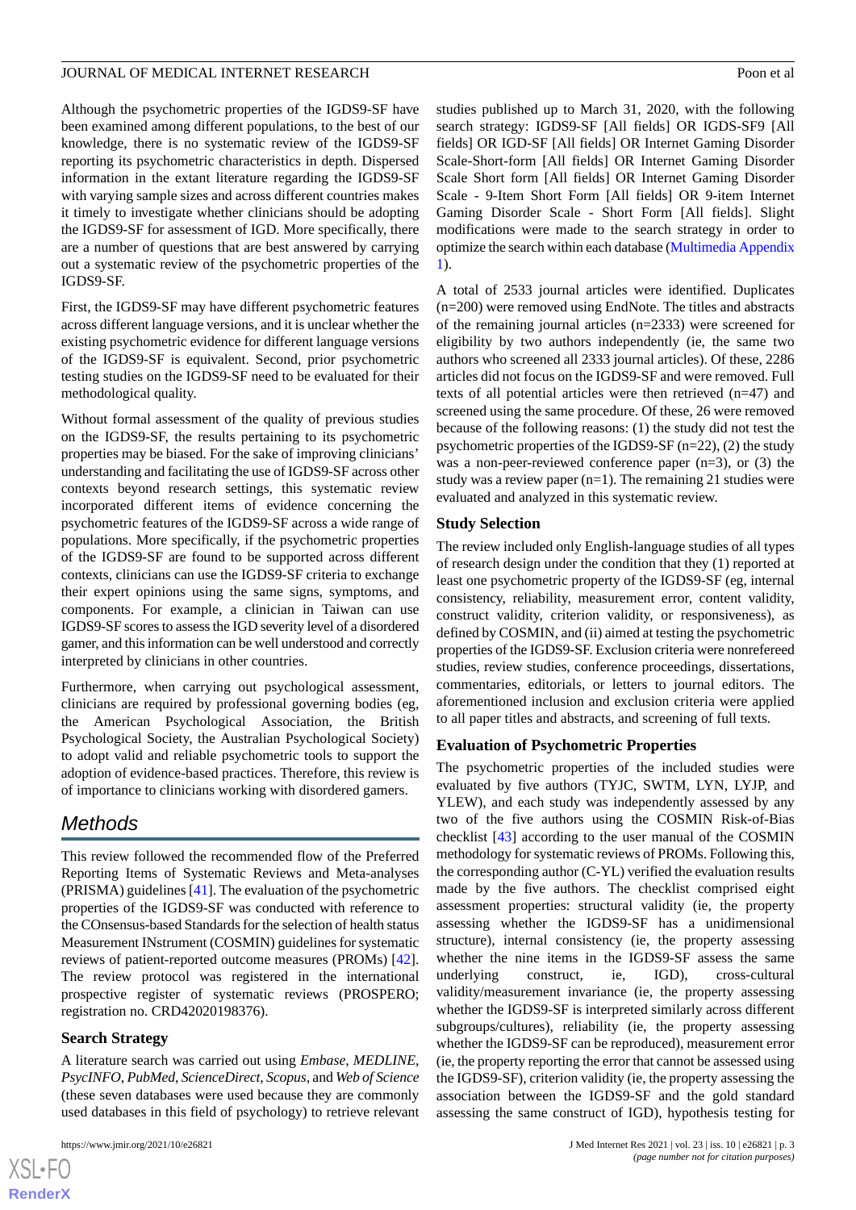Although the psychometric properties of the IGDS9-SF have been examined among different populations, to the best of our knowledge, there is no systematic review of the IGDS9-SF reporting its psychometric characteristics in depth. Dispersed information in the extant literature regarding the IGDS9-SF with varying sample sizes and across different countries makes it timely to investigate whether clinicians should be adopting the IGDS9-SF for assessment of IGD. More specifically, there are a number of questions that are best answered by carrying out a systematic review of the psychometric properties of the IGDS9-SF.

First, the IGDS9-SF may have different psychometric features across different language versions, and it is unclear whether the existing psychometric evidence for different language versions of the IGDS9-SF is equivalent. Second, prior psychometric testing studies on the IGDS9-SF need to be evaluated for their methodological quality.

Without formal assessment of the quality of previous studies on the IGDS9-SF, the results pertaining to its psychometric properties may be biased. For the sake of improving clinicians' understanding and facilitating the use of IGDS9-SF across other contexts beyond research settings, this systematic review incorporated different items of evidence concerning the psychometric features of the IGDS9-SF across a wide range of populations. More specifically, if the psychometric properties of the IGDS9-SF are found to be supported across different contexts, clinicians can use the IGDS9-SF criteria to exchange their expert opinions using the same signs, symptoms, and components. For example, a clinician in Taiwan can use IGDS9-SF scores to assess the IGD severity level of a disordered gamer, and this information can be well understood and correctly interpreted by clinicians in other countries.

Furthermore, when carrying out psychological assessment, clinicians are required by professional governing bodies (eg, the American Psychological Association, the British Psychological Society, the Australian Psychological Society) to adopt valid and reliable psychometric tools to support the adoption of evidence-based practices. Therefore, this review is of importance to clinicians working with disordered gamers.

## Methods

This review followed the recommended flow of the Preferred Reporting Items of Systematic Reviews and Meta-analyses (PRISMA) guidelines [41]. The evaluation of the psychometric properties of the IGDS9-SF was conducted with reference to the COnsensus-based Standards for the selection of health status Measurement INstrument (COSMIN) guidelines for systematic reviews of patient-reported outcome measures (PROMs) [42]. The review protocol was registered in the international prospective register of systematic reviews (PROSPERO; registration no. CRD42020198376).

### Search Strategy

A literature search was carried out using *Embase*, *MEDLINE*, *PsycINFO*, *PubMed*, *ScienceDirect*, *Scopus*, and *Web of Science* (these seven databases were used because they are commonly used databases in this field of psychology) to retrieve relevant studies published up to March 31, 2020, with the following search strategy: IGDS9-SF [All fields] OR IGDS-SF9 [All fields] OR IGD-SF [All fields] OR Internet Gaming Disorder Scale-Short-form [All fields] OR Internet Gaming Disorder Scale Short form [All fields] OR Internet Gaming Disorder Scale - 9-Item Short Form [All fields] OR 9-item Internet Gaming Disorder Scale - Short Form [All fields]. Slight modifications were made to the search strategy in order to optimize the search within each database (Multimedia Appendix 1).

A total of 2533 journal articles were identified. Duplicates (n=200) were removed using EndNote. The titles and abstracts of the remaining journal articles (n=2333) were screened for eligibility by two authors independently (ie, the same two authors who screened all 2333 journal articles). Of these, 2286 articles did not focus on the IGDS9-SF and were removed. Full texts of all potential articles were then retrieved (n=47) and screened using the same procedure. Of these, 26 were removed because of the following reasons: (1) the study did not test the psychometric properties of the IGDS9-SF (n=22), (2) the study was a non-peer-reviewed conference paper (n=3), or (3) the study was a review paper (n=1). The remaining 21 studies were evaluated and analyzed in this systematic review.

### Study Selection

The review included only English-language studies of all types of research design under the condition that they (1) reported at least one psychometric property of the IGDS9-SF (eg, internal consistency, reliability, measurement error, content validity, construct validity, criterion validity, or responsiveness), as defined by COSMIN, and (ii) aimed at testing the psychometric properties of the IGDS9-SF. Exclusion criteria were nonrefereed studies, review studies, conference proceedings, dissertations, commentaries, editorials, or letters to journal editors. The aforementioned inclusion and exclusion criteria were applied to all paper titles and abstracts, and screening of full texts.

### Evaluation of Psychometric Properties

The psychometric properties of the included studies were evaluated by five authors (TYJC, SWTM, LYN, LYJP, and YLEW), and each study was independently assessed by any two of the five authors using the COSMIN Risk-of-Bias checklist [43] according to the user manual of the COSMIN methodology for systematic reviews of PROMs. Following this, the corresponding author (C-YL) verified the evaluation results made by the five authors. The checklist comprised eight assessment properties: structural validity (ie, the property assessing whether the IGDS9-SF has a unidimensional structure), internal consistency (ie, the property assessing whether the nine items in the IGDS9-SF assess the same underlying construct, ie, IGD), cross-cultural validity/measurement invariance (ie, the property assessing whether the IGDS9-SF is interpreted similarly across different subgroups/cultures), reliability (ie, the property assessing whether the IGDS9-SF can be reproduced), measurement error (ie, the property reporting the error that cannot be assessed using the IGDS9-SF), criterion validity (ie, the property assessing the association between the IGDS9-SF and the gold standard assessing the same construct of IGD), hypothesis testing for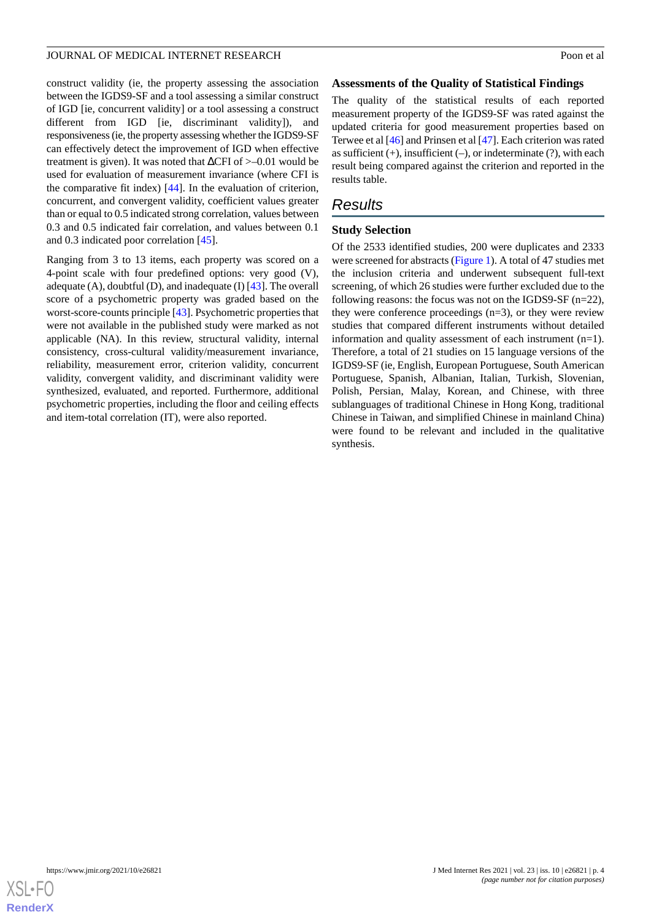construct validity (ie, the property assessing the association between the IGDS9-SF and a tool assessing a similar construct of IGD [ie, concurrent validity] or a tool assessing a construct different from IGD [ie, discriminant validity]), and responsiveness (ie, the property assessing whether the IGDS9-SF can effectively detect the improvement of IGD when effective treatment is given). It was noted that ΔCFI of >–0.01 would be used for evaluation of measurement invariance (where CFI is the comparative fit index) [44]. In the evaluation of criterion, concurrent, and convergent validity, coefficient values greater than or equal to 0.5 indicated strong correlation, values between 0.3 and 0.5 indicated fair correlation, and values between 0.1 and 0.3 indicated poor correlation [45].

Ranging from 3 to 13 items, each property was scored on a 4-point scale with four predefined options: very good (V), adequate (A), doubtful (D), and inadequate (I) [43]. The overall score of a psychometric property was graded based on the worst-score-counts principle [43]. Psychometric properties that were not available in the published study were marked as not applicable (NA). In this review, structural validity, internal consistency, cross-cultural validity/measurement invariance, reliability, measurement error, criterion validity, concurrent validity, convergent validity, and discriminant validity were synthesized, evaluated, and reported. Furthermore, additional psychometric properties, including the floor and ceiling effects and item-total correlation (IT), were also reported.

### Assessments of the Quality of Statistical Findings

The quality of the statistical results of each reported measurement property of the IGDS9-SF was rated against the updated criteria for good measurement properties based on Terwee et al [46] and Prinsen et al [47]. Each criterion was rated as sufficient (+), insufficient (–), or indeterminate (?), with each result being compared against the criterion and reported in the results table.

## Results

### Study Selection

Of the 2533 identified studies, 200 were duplicates and 2333 were screened for abstracts (Figure 1). A total of 47 studies met the inclusion criteria and underwent subsequent full-text screening, of which 26 studies were further excluded due to the following reasons: the focus was not on the IGDS9-SF (n=22), they were conference proceedings (n=3), or they were review studies that compared different instruments without detailed information and quality assessment of each instrument (n=1). Therefore, a total of 21 studies on 15 language versions of the IGDS9-SF (ie, English, European Portuguese, South American Portuguese, Spanish, Albanian, Italian, Turkish, Slovenian, Polish, Persian, Malay, Korean, and Chinese, with three sublanguages of traditional Chinese in Hong Kong, traditional Chinese in Taiwan, and simplified Chinese in mainland China) were found to be relevant and included in the qualitative synthesis.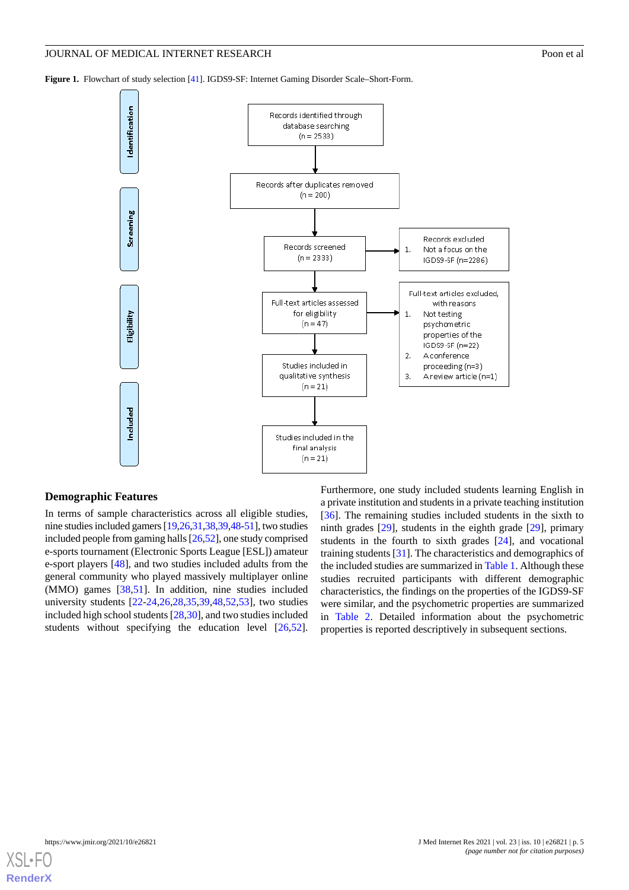**Figure 1.** Flowchart of study selection [41]. IGDS9-SF: Internet Gaming Disorder Scale–Short-Form.

Identification

Records identified through database searching (n = 2533)

Records after duplicates removed (n = 200)

Screening

Records screened (n = 2333)

Records excluded
1. Not a focus on the IGDS9-SF (n=2286)

Eligibility

Full-text articles assessed for eligibility (n = 47)

Full-text articles excluded, with reasons
1. Not testing psychometric properties of the IGDS9-SF (n=22)
2. A conference proceeding (n=3)
3. A review article (n=1)

Included

Studies included in qualitative synthesis (n = 21)

Studies included in the final analysis (n = 21)

### Demographic Features

In terms of sample characteristics across all eligible studies, nine studies included gamers [19,26,31,38,39,48-51], two studies included people from gaming halls [26,52], one study comprised e-sports tournament (Electronic Sports League [ESL]) amateur e-sport players [48], and two studies included adults from the general community who played massively multiplayer online (MMO) games [38,51]. In addition, nine studies included university students [22-24,26,28,35,39,48,52,53], two studies included high school students [28,30], and two studies included students without specifying the education level [26,52]. Furthermore, one study included students learning English in a private institution and students in a private teaching institution [36]. The remaining studies included students in the sixth to ninth grades [29], students in the eighth grade [29], primary students in the fourth to sixth grades [24], and vocational training students [31]. The characteristics and demographics of the included studies are summarized in Table 1. Although these studies recruited participants with different demographic characteristics, the findings on the properties of the IGDS9-SF were similar, and the psychometric properties are summarized in Table 2. Detailed information about the psychometric properties is reported descriptively in subsequent sections.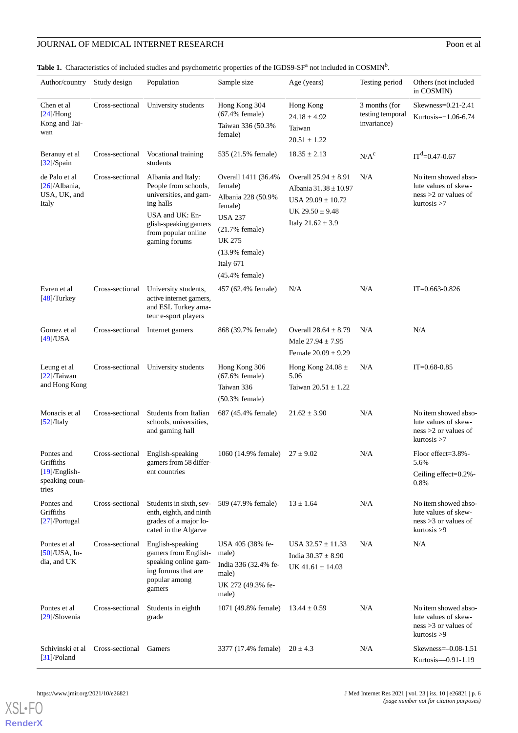**Table 1.** Characteristics of included studies and psychometric properties of the IGDS9-SF[a] not included in COSMIN[b].

| Author/country | Study design | Population | Sample size | Age (years) | Testing period | Others (not included in COSMIN) |
|---|---|---|---|---|---|---|
| Chen et al [24]/Hong Kong and Taiwan | Cross-sectional | University students | Hong Kong 304 (67.4% female) Taiwan 336 (50.3% female) | Hong Kong 24.18 ± 4.92 Taiwan 20.51 ± 1.22 | 3 months (for testing temporal invariance) | Skewness=0.21-2.41 Kurtosis=−1.06-6.74 |
| Beranuy et al [32]/Spain | Cross-sectional | Vocational training students | 535 (21.5% female) | 18.35 ± 2.13 | N/A[c] | IT[d]=0.47-0.67 |
| de Palo et al [26]/Albania, USA, UK, and Italy | Cross-sectional | Albania and Italy: People from schools, universities, and gaming halls USA and UK: English-speaking gamers from popular online gaming forums | Overall 1411 (36.4% female) Albania 228 (50.9% female) USA 237 (21.7% female) UK 275 (13.9% female) Italy 671 (45.4% female) | Overall 25.94 ± 8.91 Albania 31.38 ± 10.97 USA 29.09 ± 10.72 UK 29.50 ± 9.48 Italy 21.62 ± 3.9 | N/A | No item showed absolute values of skewness >2 or values of kurtosis >7 |
| Evren et al [48]/Turkey | Cross-sectional | University students, active internet gamers, and ESL Turkey amateur e-sport players | 457 (62.4% female) | N/A | N/A | IT=0.663-0.826 |
| Gomez et al [49]/USA | Cross-sectional | Internet gamers | 868 (39.7% female) | Overall 28.64 ± 8.79 Male 27.94 ± 7.95 Female 20.09 ± 9.29 | N/A | N/A |
| Leung et al [22]/Taiwan and Hong Kong | Cross-sectional | University students | Hong Kong 306 (67.6% female) Taiwan 336 (50.3% female) | Hong Kong 24.08 ± 5.06 Taiwan 20.51 ± 1.22 | N/A | IT=0.68-0.85 |
| Monacis et al [52]/Italy | Cross-sectional | Students from Italian schools, universities, and gaming hall | 687 (45.4% female) | 21.62 ± 3.90 | N/A | No item showed absolute values of skewness >2 or values of kurtosis >7 |
| Pontes and Griffiths [19]/English-speaking countries | Cross-sectional | English-speaking gamers from 58 different countries | 1060 (14.9% female) | 27 ± 9.02 | N/A | Floor effect=3.8%-5.6% Ceiling effect=0.2%-0.8% |
| Pontes and Griffiths [27]/Portugal | Cross-sectional | Students in sixth, seventh, eighth, and ninth grades of a major located in the Algarve | 509 (47.9% female) | 13 ± 1.64 | N/A | No item showed absolute values of skewness >3 or values of kurtosis >9 |
| Pontes et al [50]/USA, India, and UK | Cross-sectional | English-speaking gamers from English-speaking online gaming forums that are popular among gamers | USA 405 (38% female) India 336 (32.4% female) UK 272 (49.3% female) | USA 32.57 ± 11.33 India 30.37 ± 8.90 UK 41.61 ± 14.03 | N/A | N/A |
| Pontes et al [29]/Slovenia | Cross-sectional | Students in eighth grade | 1071 (49.8% female) | 13.44 ± 0.59 | N/A | No item showed absolute values of skewness >3 or values of kurtosis >9 |
| Schivinski et al [31]/Poland | Cross-sectional | Gamers | 3377 (17.4% female) | 20 ± 4.3 | N/A | Skewness=–0.08-1.51 Kurtosis=–0.91-1.19 |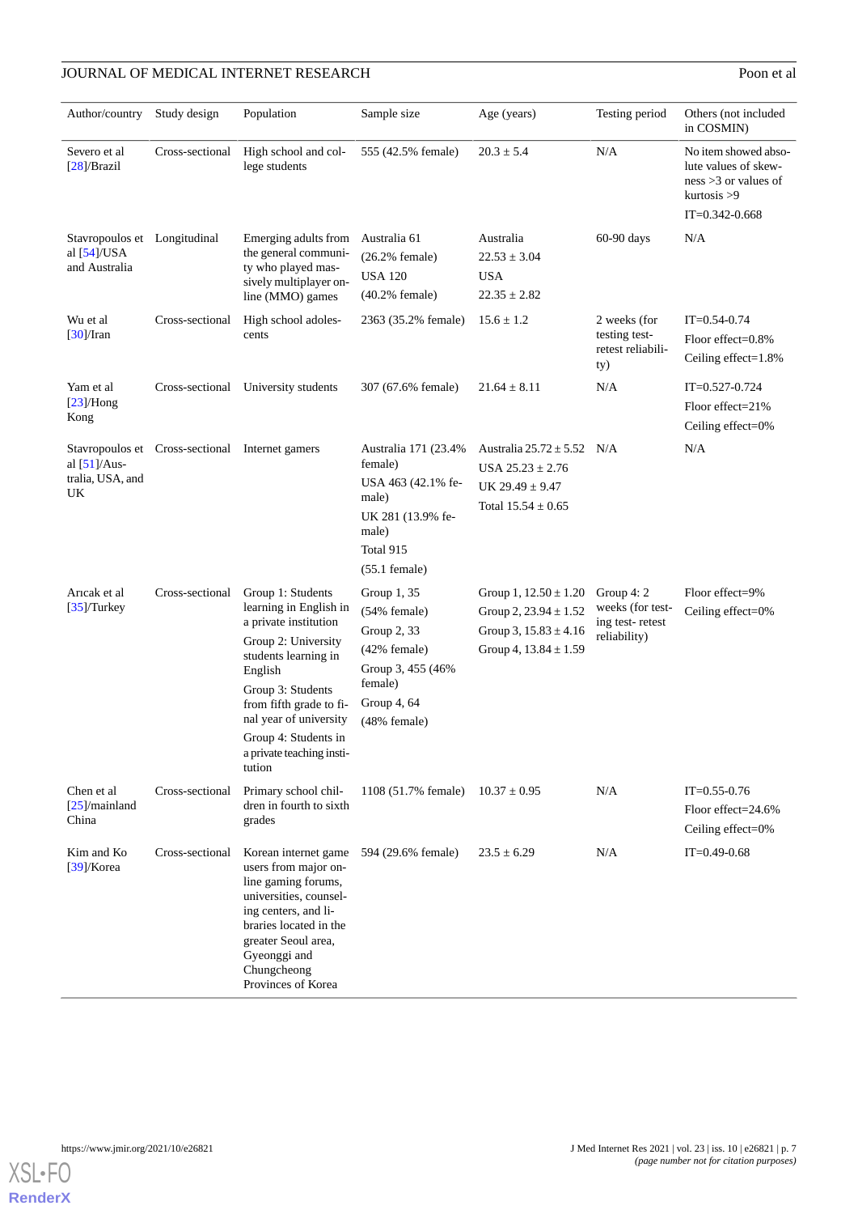| Author/country | Study design | Population | Sample size | Age (years) | Testing period | Others (not included in COSMIN) |
|---|---|---|---|---|---|---|
| Severo et al [28]/Brazil | Cross-sectional | High school and college students | 555 (42.5% female) | 20.3 ± 5.4 | N/A | No item showed absolute values of skewness >3 or values of kurtosis >9<br>IT=0.342-0.668 |
| Stavropoulos et al [54]/USA and Australia | Longitudinal | Emerging adults from the general community who played massively multiplayer online (MMO) games | Australia 61<br>(26.2% female)<br>USA 120<br>(40.2% female) | Australia<br>22.53 ± 3.04<br>USA<br>22.35 ± 2.82 | 60-90 days | N/A |
| Wu et al [30]/Iran | Cross-sectional | High school adolescents | 2363 (35.2% female) | 15.6 ± 1.2 | 2 weeks (for testing test-retest reliability) | IT=0.54-0.74<br>Floor effect=0.8%<br>Ceiling effect=1.8% |
| Yam et al [23]/Hong Kong | Cross-sectional | University students | 307 (67.6% female) | 21.64 ± 8.11 | N/A | IT=0.527-0.724<br>Floor effect=21%<br>Ceiling effect=0% |
| Stavropoulos et al [51]/Australia, USA, and UK | Cross-sectional | Internet gamers | Australia 171 (23.4% female)<br>USA 463 (42.1% female)<br>UK 281 (13.9% female)<br>Total 915<br>(55.1 female) | Australia 25.72 ± 5.52<br>USA 25.23 ± 2.76<br>UK 29.49 ± 9.47<br>Total 15.54 ± 0.65 | N/A | N/A |
| Arıcak et al [35]/Turkey | Cross-sectional | Group 1: Students learning in English in a private institution<br>Group 2: University students learning in English<br>Group 3: Students from fifth grade to final year of university<br>Group 4: Students in a private teaching institution | Group 1, 35<br>(54% female)<br>Group 2, 33<br>(42% female)<br>Group 3, 455 (46% female)<br>Group 4, 64<br>(48% female) | Group 1, 12.50 ± 1.20<br>Group 2, 23.94 ± 1.52<br>Group 3, 15.83 ± 4.16<br>Group 4, 13.84 ± 1.59 | Group 4: 2 weeks (for testing test- retest reliability) | Floor effect=9%<br>Ceiling effect=0% |
| Chen et al [25]/mainland China | Cross-sectional | Primary school children in fourth to sixth grades | 1108 (51.7% female) | 10.37 ± 0.95 | N/A | IT=0.55-0.76<br>Floor effect=24.6%<br>Ceiling effect=0% |
| Kim and Ko [39]/Korea | Cross-sectional | Korean internet game users from major online gaming forums, universities, counseling centers, and libraries located in the greater Seoul area, Gyeonggi and Chungcheong Provinces of Korea | 594 (29.6% female) | 23.5 ± 6.29 | N/A | IT=0.49-0.68 |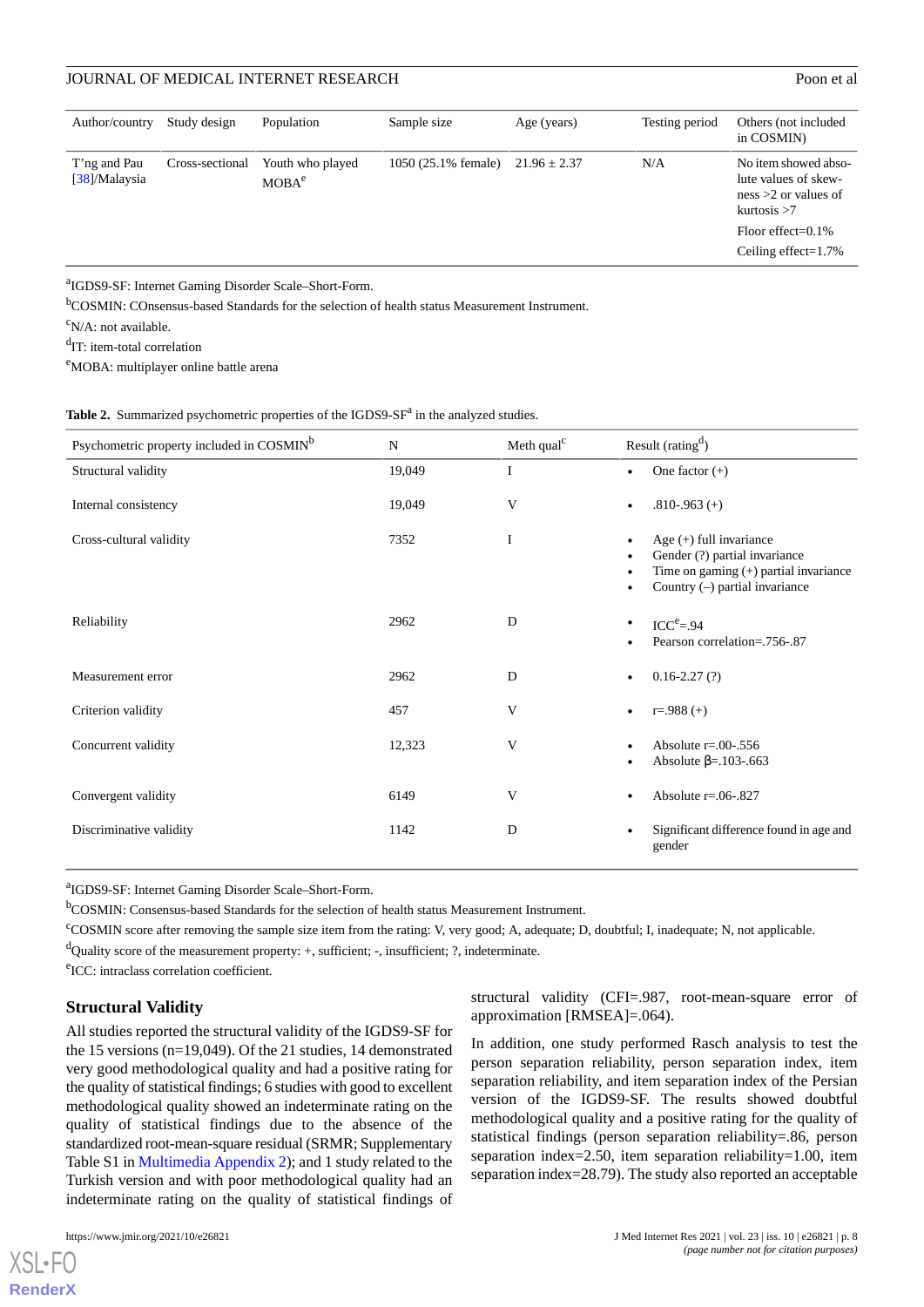| Author/country | Study design | Population | Sample size | Age (years) | Testing period | Others (not included in COSMIN) |
|---|---|---|---|---|---|---|
| T'ng and Pau [38]/Malaysia | Cross-sectional | Youth who played MOBA[e] | 1050 (25.1% female) | 21.96 ± 2.37 | N/A | No item showed absolute values of skewness >2 or values of kurtosis >7<br>Floor effect=0.1%<br>Ceiling effect=1.7% |

[a]IGDS9-SF: Internet Gaming Disorder Scale–Short-Form.

[b]COSMIN: COnsensus-based Standards for the selection of health status Measurement Instrument.

[c]N/A: not available.

[d]IT: item-total correlation

[e]MOBA: multiplayer online battle arena

**Table 2.** Summarized psychometric properties of the IGDS9-SF[a] in the analyzed studies.

| Psychometric property included in COSMIN[b] | N | Meth qual[c] | Result (rating[d]) |
|---|---|---|---|
| Structural validity | 19,049 | I | • One factor (+) |
| Internal consistency | 19,049 | V | • .810-.963 (+) |
| Cross-cultural validity | 7352 | I | • Age (+) full invariance<br>• Gender (?) partial invariance<br>• Time on gaming (+) partial invariance<br>• Country (–) partial invariance |
| Reliability | 2962 | D | • ICC[e]=.94<br>• Pearson correlation=.756-.87 |
| Measurement error | 2962 | D | • 0.16-2.27 (?) |
| Criterion validity | 457 | V | • r=.988 (+) |
| Concurrent validity | 12,323 | V | • Absolute r=.00-.556<br>• Absolute β=.103-.663 |
| Convergent validity | 6149 | V | • Absolute r=.06-.827 |
| Discriminative validity | 1142 | D | • Significant difference found in age and gender |

[a]IGDS9-SF: Internet Gaming Disorder Scale–Short-Form.

[b]COSMIN: Consensus-based Standards for the selection of health status Measurement Instrument.

[c]COSMIN score after removing the sample size item from the rating: V, very good; A, adequate; D, doubtful; I, inadequate; N, not applicable.

[d]Quality score of the measurement property: +, sufficient; -, insufficient; ?, indeterminate.

[e]ICC: intraclass correlation coefficient.

### Structural Validity

All studies reported the structural validity of the IGDS9-SF for the 15 versions (n=19,049). Of the 21 studies, 14 demonstrated very good methodological quality and had a positive rating for the quality of statistical findings; 6 studies with good to excellent methodological quality showed an indeterminate rating on the quality of statistical findings due to the absence of the standardized root-mean-square residual (SRMR; Supplementary Table S1 in Multimedia Appendix 2); and 1 study related to the Turkish version and with poor methodological quality had an indeterminate rating on the quality of statistical findings of structural validity (CFI=.987, root-mean-square error of approximation [RMSEA]=.064).

In addition, one study performed Rasch analysis to test the person separation reliability, person separation index, item separation reliability, and item separation index of the Persian version of the IGDS9-SF. The results showed doubtful methodological quality and a positive rating for the quality of statistical findings (person separation reliability=.86, person separation index=2.50, item separation reliability=1.00, item separation index=28.79). The study also reported an acceptable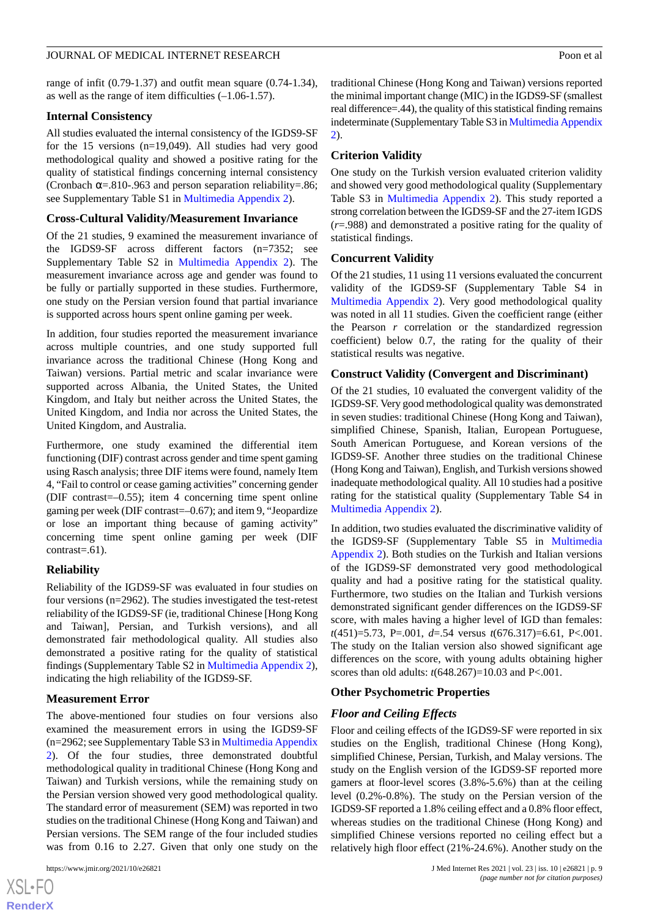range of infit (0.79-1.37) and outfit mean square (0.74-1.34), as well as the range of item difficulties (–1.06-1.57).

### Internal Consistency

All studies evaluated the internal consistency of the IGDS9-SF for the 15 versions (n=19,049). All studies had very good methodological quality and showed a positive rating for the quality of statistical findings concerning internal consistency (Cronbach α=.810-.963 and person separation reliability=.86; see Supplementary Table S1 in Multimedia Appendix 2).

### Cross-Cultural Validity/Measurement Invariance

Of the 21 studies, 9 examined the measurement invariance of the IGDS9-SF across different factors (n=7352; see Supplementary Table S2 in Multimedia Appendix 2). The measurement invariance across age and gender was found to be fully or partially supported in these studies. Furthermore, one study on the Persian version found that partial invariance is supported across hours spent online gaming per week.

In addition, four studies reported the measurement invariance across multiple countries, and one study supported full invariance across the traditional Chinese (Hong Kong and Taiwan) versions. Partial metric and scalar invariance were supported across Albania, the United States, the United Kingdom, and Italy but neither across the United States, the United Kingdom, and India nor across the United States, the United Kingdom, and Australia.

Furthermore, one study examined the differential item functioning (DIF) contrast across gender and time spent gaming using Rasch analysis; three DIF items were found, namely Item 4, "Fail to control or cease gaming activities" concerning gender (DIF contrast=–0.55); item 4 concerning time spent online gaming per week (DIF contrast=–0.67); and item 9, "Jeopardize or lose an important thing because of gaming activity" concerning time spent online gaming per week (DIF contrast=.61).

### Reliability

Reliability of the IGDS9-SF was evaluated in four studies on four versions (n=2962). The studies investigated the test-retest reliability of the IGDS9-SF (ie, traditional Chinese [Hong Kong and Taiwan], Persian, and Turkish versions), and all demonstrated fair methodological quality. All studies also demonstrated a positive rating for the quality of statistical findings (Supplementary Table S2 in Multimedia Appendix 2), indicating the high reliability of the IGDS9-SF.

### Measurement Error

The above-mentioned four studies on four versions also examined the measurement errors in using the IGDS9-SF (n=2962; see Supplementary Table S3 in Multimedia Appendix 2). Of the four studies, three demonstrated doubtful methodological quality in traditional Chinese (Hong Kong and Taiwan) and Turkish versions, while the remaining study on the Persian version showed very good methodological quality. The standard error of measurement (SEM) was reported in two studies on the traditional Chinese (Hong Kong and Taiwan) and Persian versions. The SEM range of the four included studies was from 0.16 to 2.27. Given that only one study on the traditional Chinese (Hong Kong and Taiwan) versions reported the minimal important change (MIC) in the IGDS9-SF (smallest real difference=.44), the quality of this statistical finding remains indeterminate (Supplementary Table S3 in Multimedia Appendix 2).

### Criterion Validity

One study on the Turkish version evaluated criterion validity and showed very good methodological quality (Supplementary Table S3 in Multimedia Appendix 2). This study reported a strong correlation between the IGDS9-SF and the 27-item IGDS ($r$=.988) and demonstrated a positive rating for the quality of statistical findings.

### Concurrent Validity

Of the 21 studies, 11 using 11 versions evaluated the concurrent validity of the IGDS9-SF (Supplementary Table S4 in Multimedia Appendix 2). Very good methodological quality was noted in all 11 studies. Given the coefficient range (either the Pearson $r$ correlation or the standardized regression coefficient) below 0.7, the rating for the quality of their statistical results was negative.

### Construct Validity (Convergent and Discriminant)

Of the 21 studies, 10 evaluated the convergent validity of the IGDS9-SF. Very good methodological quality was demonstrated in seven studies: traditional Chinese (Hong Kong and Taiwan), simplified Chinese, Spanish, Italian, European Portuguese, South American Portuguese, and Korean versions of the IGDS9-SF. Another three studies on the traditional Chinese (Hong Kong and Taiwan), English, and Turkish versions showed inadequate methodological quality. All 10 studies had a positive rating for the statistical quality (Supplementary Table S4 in Multimedia Appendix 2).

In addition, two studies evaluated the discriminative validity of the IGDS9-SF (Supplementary Table S5 in Multimedia Appendix 2). Both studies on the Turkish and Italian versions of the IGDS9-SF demonstrated very good methodological quality and had a positive rating for the statistical quality. Furthermore, two studies on the Italian and Turkish versions demonstrated significant gender differences on the IGDS9-SF score, with males having a higher level of IGD than females: $t(451)$=5.73, P=.001, $d$=.54 versus $t(676.317)$=6.61, P<.001. The study on the Italian version also showed significant age differences on the score, with young adults obtaining higher scores than old adults: $t(648.267)$=10.03 and P<.001.

### Other Psychometric Properties

#### *Floor and Ceiling Effects*

Floor and ceiling effects of the IGDS9-SF were reported in six studies on the English, traditional Chinese (Hong Kong), simplified Chinese, Persian, Turkish, and Malay versions. The study on the English version of the IGDS9-SF reported more gamers at floor-level scores (3.8%-5.6%) than at the ceiling level (0.2%-0.8%). The study on the Persian version of the IGDS9-SF reported a 1.8% ceiling effect and a 0.8% floor effect, whereas studies on the traditional Chinese (Hong Kong) and simplified Chinese versions reported no ceiling effect but a relatively high floor effect (21%-24.6%). Another study on the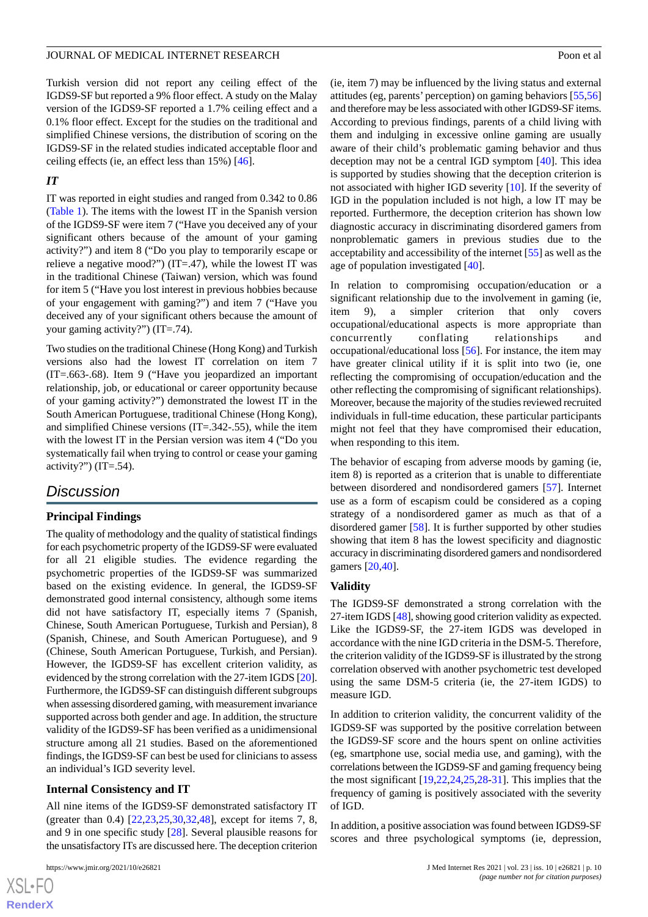Turkish version did not report any ceiling effect of the IGDS9-SF but reported a 9% floor effect. A study on the Malay version of the IGDS9-SF reported a 1.7% ceiling effect and a 0.1% floor effect. Except for the studies on the traditional and simplified Chinese versions, the distribution of scoring on the IGDS9-SF in the related studies indicated acceptable floor and ceiling effects (ie, an effect less than 15%) [46].

### *IT*

IT was reported in eight studies and ranged from 0.342 to 0.86 (Table 1). The items with the lowest IT in the Spanish version of the IGDS9-SF were item 7 ("Have you deceived any of your significant others because of the amount of your gaming activity?") and item 8 ("Do you play to temporarily escape or relieve a negative mood?") (IT=.47), while the lowest IT was in the traditional Chinese (Taiwan) version, which was found for item 5 ("Have you lost interest in previous hobbies because of your engagement with gaming?") and item 7 ("Have you deceived any of your significant others because the amount of your gaming activity?") (IT=.74).

Two studies on the traditional Chinese (Hong Kong) and Turkish versions also had the lowest IT correlation on item 7 (IT=.663-.68). Item 9 ("Have you jeopardized an important relationship, job, or educational or career opportunity because of your gaming activity?") demonstrated the lowest IT in the South American Portuguese, traditional Chinese (Hong Kong), and simplified Chinese versions (IT=.342-.55), while the item with the lowest IT in the Persian version was item 4 ("Do you systematically fail when trying to control or cease your gaming activity?") (IT=.54).

## Discussion

### Principal Findings

The quality of methodology and the quality of statistical findings for each psychometric property of the IGDS9-SF were evaluated for all 21 eligible studies. The evidence regarding the psychometric properties of the IGDS9-SF was summarized based on the existing evidence. In general, the IGDS9-SF demonstrated good internal consistency, although some items did not have satisfactory IT, especially items 7 (Spanish, Chinese, South American Portuguese, Turkish and Persian), 8 (Spanish, Chinese, and South American Portuguese), and 9 (Chinese, South American Portuguese, Turkish, and Persian). However, the IGDS9-SF has excellent criterion validity, as evidenced by the strong correlation with the 27-item IGDS [20]. Furthermore, the IGDS9-SF can distinguish different subgroups when assessing disordered gaming, with measurement invariance supported across both gender and age. In addition, the structure validity of the IGDS9-SF has been verified as a unidimensional structure among all 21 studies. Based on the aforementioned findings, the IGDS9-SF can best be used for clinicians to assess an individual's IGD severity level.

### Internal Consistency and IT

All nine items of the IGDS9-SF demonstrated satisfactory IT (greater than 0.4) [22,23,25,30,32,48], except for items 7, 8, and 9 in one specific study [28]. Several plausible reasons for the unsatisfactory ITs are discussed here. The deception criterion (ie, item 7) may be influenced by the living status and external attitudes (eg, parents' perception) on gaming behaviors [55,56] and therefore may be less associated with other IGDS9-SF items. According to previous findings, parents of a child living with them and indulging in excessive online gaming are usually aware of their child's problematic gaming behavior and thus deception may not be a central IGD symptom [40]. This idea is supported by studies showing that the deception criterion is not associated with higher IGD severity [10]. If the severity of IGD in the population included is not high, a low IT may be reported. Furthermore, the deception criterion has shown low diagnostic accuracy in discriminating disordered gamers from nonproblematic gamers in previous studies due to the acceptability and accessibility of the internet [55] as well as the age of population investigated [40].

In relation to compromising occupation/education or a significant relationship due to the involvement in gaming (ie, item 9), a simpler criterion that only covers occupational/educational aspects is more appropriate than concurrently conflating relationships and occupational/educational loss [56]. For instance, the item may have greater clinical utility if it is split into two (ie, one reflecting the compromising of occupation/education and the other reflecting the compromising of significant relationships). Moreover, because the majority of the studies reviewed recruited individuals in full-time education, these particular participants might not feel that they have compromised their education, when responding to this item.

The behavior of escaping from adverse moods by gaming (ie, item 8) is reported as a criterion that is unable to differentiate between disordered and nondisordered gamers [57]. Internet use as a form of escapism could be considered as a coping strategy of a nondisordered gamer as much as that of a disordered gamer [58]. It is further supported by other studies showing that item 8 has the lowest specificity and diagnostic accuracy in discriminating disordered gamers and nondisordered gamers [20,40].

### Validity

The IGDS9-SF demonstrated a strong correlation with the 27-item IGDS [48], showing good criterion validity as expected. Like the IGDS9-SF, the 27-item IGDS was developed in accordance with the nine IGD criteria in the DSM-5. Therefore, the criterion validity of the IGDS9-SF is illustrated by the strong correlation observed with another psychometric test developed using the same DSM-5 criteria (ie, the 27-item IGDS) to measure IGD.

In addition to criterion validity, the concurrent validity of the IGDS9-SF was supported by the positive correlation between the IGDS9-SF score and the hours spent on online activities (eg, smartphone use, social media use, and gaming), with the correlations between the IGDS9-SF and gaming frequency being the most significant [19,22,24,25,28-31]. This implies that the frequency of gaming is positively associated with the severity of IGD.

In addition, a positive association was found between IGDS9-SF scores and three psychological symptoms (ie, depression,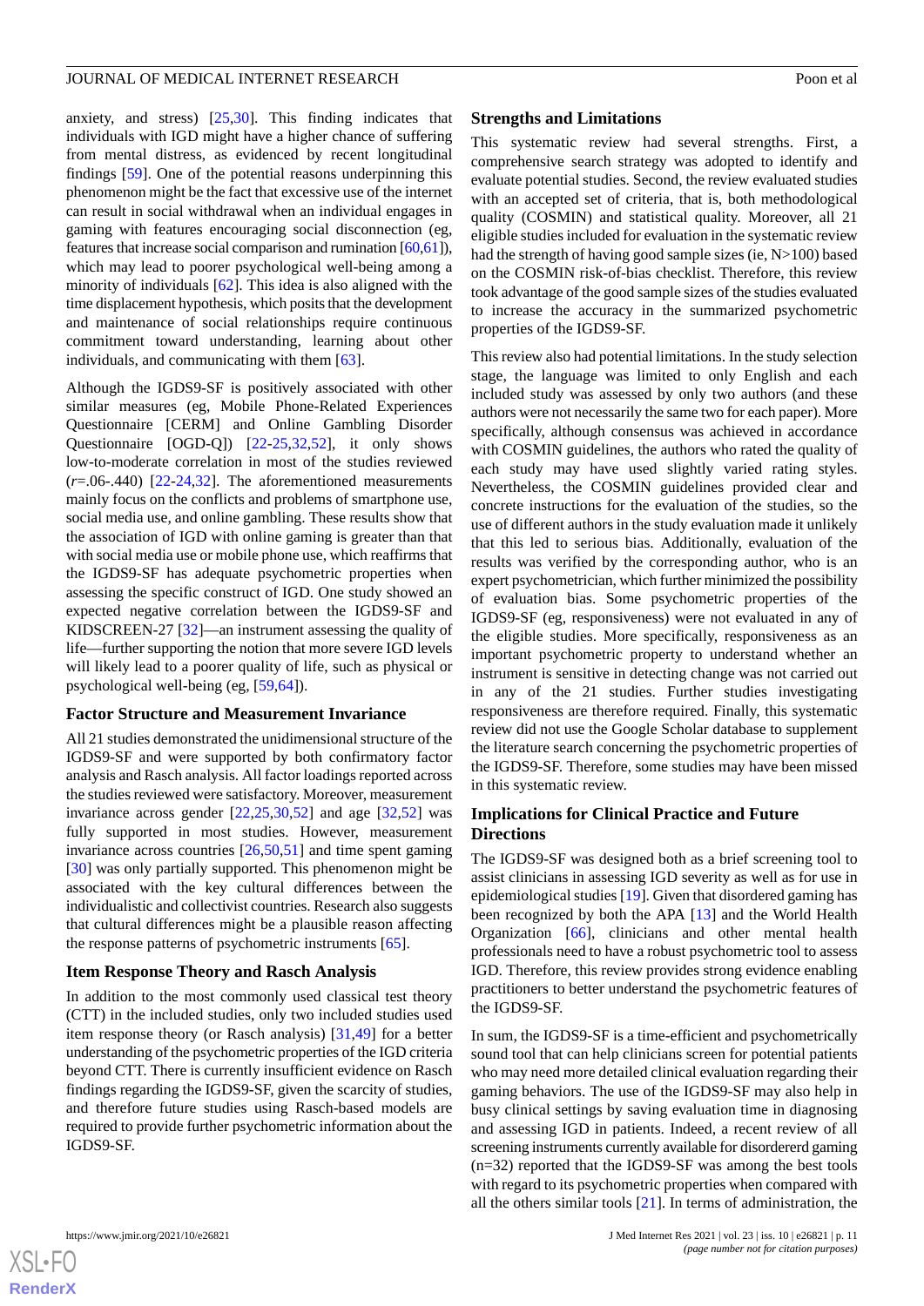anxiety, and stress) [25,30]. This finding indicates that individuals with IGD might have a higher chance of suffering from mental distress, as evidenced by recent longitudinal findings [59]. One of the potential reasons underpinning this phenomenon might be the fact that excessive use of the internet can result in social withdrawal when an individual engages in gaming with features encouraging social disconnection (eg, features that increase social comparison and rumination [60,61]), which may lead to poorer psychological well-being among a minority of individuals [62]. This idea is also aligned with the time displacement hypothesis, which posits that the development and maintenance of social relationships require continuous commitment toward understanding, learning about other individuals, and communicating with them [63].

Although the IGDS9-SF is positively associated with other similar measures (eg, Mobile Phone-Related Experiences Questionnaire [CERM] and Online Gambling Disorder Questionnaire [OGD-Q]) [22-25,32,52], it only shows low-to-moderate correlation in most of the studies reviewed (*r*=.06-.440) [22-24,32]. The aforementioned measurements mainly focus on the conflicts and problems of smartphone use, social media use, and online gambling. These results show that the association of IGD with online gaming is greater than that with social media use or mobile phone use, which reaffirms that the IGDS9-SF has adequate psychometric properties when assessing the specific construct of IGD. One study showed an expected negative correlation between the IGDS9-SF and KIDSCREEN-27 [32]—an instrument assessing the quality of life—further supporting the notion that more severe IGD levels will likely lead to a poorer quality of life, such as physical or psychological well-being (eg, [59,64]).

### Factor Structure and Measurement Invariance

All 21 studies demonstrated the unidimensional structure of the IGDS9-SF and were supported by both confirmatory factor analysis and Rasch analysis. All factor loadings reported across the studies reviewed were satisfactory. Moreover, measurement invariance across gender [22,25,30,52] and age [32,52] was fully supported in most studies. However, measurement invariance across countries [26,50,51] and time spent gaming [30] was only partially supported. This phenomenon might be associated with the key cultural differences between the individualistic and collectivist countries. Research also suggests that cultural differences might be a plausible reason affecting the response patterns of psychometric instruments [65].

### Item Response Theory and Rasch Analysis

In addition to the most commonly used classical test theory (CTT) in the included studies, only two included studies used item response theory (or Rasch analysis) [31,49] for a better understanding of the psychometric properties of the IGD criteria beyond CTT. There is currently insufficient evidence on Rasch findings regarding the IGDS9-SF, given the scarcity of studies, and therefore future studies using Rasch-based models are required to provide further psychometric information about the IGDS9-SF.

### Strengths and Limitations

This systematic review had several strengths. First, a comprehensive search strategy was adopted to identify and evaluate potential studies. Second, the review evaluated studies with an accepted set of criteria, that is, both methodological quality (COSMIN) and statistical quality. Moreover, all 21 eligible studies included for evaluation in the systematic review had the strength of having good sample sizes (ie, N>100) based on the COSMIN risk-of-bias checklist. Therefore, this review took advantage of the good sample sizes of the studies evaluated to increase the accuracy in the summarized psychometric properties of the IGDS9-SF.

This review also had potential limitations. In the study selection stage, the language was limited to only English and each included study was assessed by only two authors (and these authors were not necessarily the same two for each paper). More specifically, although consensus was achieved in accordance with COSMIN guidelines, the authors who rated the quality of each study may have used slightly varied rating styles. Nevertheless, the COSMIN guidelines provided clear and concrete instructions for the evaluation of the studies, so the use of different authors in the study evaluation made it unlikely that this led to serious bias. Additionally, evaluation of the results was verified by the corresponding author, who is an expert psychometrician, which further minimized the possibility of evaluation bias. Some psychometric properties of the IGDS9-SF (eg, responsiveness) were not evaluated in any of the eligible studies. More specifically, responsiveness as an important psychometric property to understand whether an instrument is sensitive in detecting change was not carried out in any of the 21 studies. Further studies investigating responsiveness are therefore required. Finally, this systematic review did not use the Google Scholar database to supplement the literature search concerning the psychometric properties of the IGDS9-SF. Therefore, some studies may have been missed in this systematic review.

### Implications for Clinical Practice and Future Directions

The IGDS9-SF was designed both as a brief screening tool to assist clinicians in assessing IGD severity as well as for use in epidemiological studies [19]. Given that disordered gaming has been recognized by both the APA [13] and the World Health Organization [66], clinicians and other mental health professionals need to have a robust psychometric tool to assess IGD. Therefore, this review provides strong evidence enabling practitioners to better understand the psychometric features of the IGDS9-SF.

In sum, the IGDS9-SF is a time-efficient and psychometrically sound tool that can help clinicians screen for potential patients who may need more detailed clinical evaluation regarding their gaming behaviors. The use of the IGDS9-SF may also help in busy clinical settings by saving evaluation time in diagnosing and assessing IGD in patients. Indeed, a recent review of all screening instruments currently available for disordererd gaming (n=32) reported that the IGDS9-SF was among the best tools with regard to its psychometric properties when compared with all the others similar tools [21]. In terms of administration, the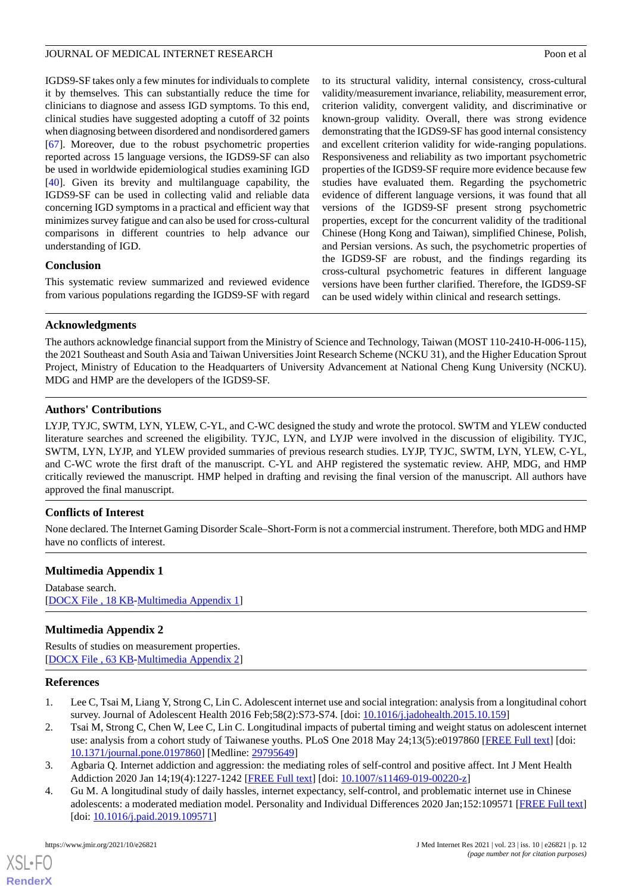IGDS9-SF takes only a few minutes for individuals to complete it by themselves. This can substantially reduce the time for clinicians to diagnose and assess IGD symptoms. To this end, clinical studies have suggested adopting a cutoff of 32 points when diagnosing between disordered and nondisordered gamers [67]. Moreover, due to the robust psychometric properties reported across 15 language versions, the IGDS9-SF can also be used in worldwide epidemiological studies examining IGD [40]. Given its brevity and multilanguage capability, the IGDS9-SF can be used in collecting valid and reliable data concerning IGD symptoms in a practical and efficient way that minimizes survey fatigue and can also be used for cross-cultural comparisons in different countries to help advance our understanding of IGD.

## Conclusion

This systematic review summarized and reviewed evidence from various populations regarding the IGDS9-SF with regard to its structural validity, internal consistency, cross-cultural validity/measurement invariance, reliability, measurement error, criterion validity, convergent validity, and discriminative or known-group validity. Overall, there was strong evidence demonstrating that the IGDS9-SF has good internal consistency and excellent criterion validity for wide-ranging populations. Responsiveness and reliability as two important psychometric properties of the IGDS9-SF require more evidence because few studies have evaluated them. Regarding the psychometric evidence of different language versions, it was found that all versions of the IGDS9-SF present strong psychometric properties, except for the concurrent validity of the traditional Chinese (Hong Kong and Taiwan), simplified Chinese, Polish, and Persian versions. As such, the psychometric properties of the IGDS9-SF are robust, and the findings regarding its cross-cultural psychometric features in different language versions have been further clarified. Therefore, the IGDS9-SF can be used widely within clinical and research settings.

## Acknowledgments

The authors acknowledge financial support from the Ministry of Science and Technology, Taiwan (MOST 110-2410-H-006-115), the 2021 Southeast and South Asia and Taiwan Universities Joint Research Scheme (NCKU 31), and the Higher Education Sprout Project, Ministry of Education to the Headquarters of University Advancement at National Cheng Kung University (NCKU). MDG and HMP are the developers of the IGDS9-SF.

## Authors' Contributions

LYJP, TYJC, SWTM, LYN, YLEW, C-YL, and C-WC designed the study and wrote the protocol. SWTM and YLEW conducted literature searches and screened the eligibility. TYJC, LYN, and LYJP were involved in the discussion of eligibility. TYJC, SWTM, LYN, LYJP, and YLEW provided summaries of previous research studies. LYJP, TYJC, SWTM, LYN, YLEW, C-YL, and C-WC wrote the first draft of the manuscript. C-YL and AHP registered the systematic review. AHP, MDG, and HMP critically reviewed the manuscript. HMP helped in drafting and revising the final version of the manuscript. All authors have approved the final manuscript.

## Conflicts of Interest

None declared. The Internet Gaming Disorder Scale–Short-Form is not a commercial instrument. Therefore, both MDG and HMP have no conflicts of interest.

## Multimedia Appendix 1

Database search.
[DOCX File , 18 KB-Multimedia Appendix 1]

## Multimedia Appendix 2

Results of studies on measurement properties.
[DOCX File , 63 KB-Multimedia Appendix 2]

## References

1. Lee C, Tsai M, Liang Y, Strong C, Lin C. Adolescent internet use and social integration: analysis from a longitudinal cohort survey. Journal of Adolescent Health 2016 Feb;58(2):S73-S74. [doi: 10.1016/j.jadohealth.2015.10.159]
2. Tsai M, Strong C, Chen W, Lee C, Lin C. Longitudinal impacts of pubertal timing and weight status on adolescent internet use: analysis from a cohort study of Taiwanese youths. PLoS One 2018 May 24;13(5):e0197860 [FREE Full text] [doi: 10.1371/journal.pone.0197860] [Medline: 29795649]
3. Agbaria Q. Internet addiction and aggression: the mediating roles of self-control and positive affect. Int J Ment Health Addiction 2020 Jan 14;19(4):1227-1242 [FREE Full text] [doi: 10.1007/s11469-019-00220-z]
4. Gu M. A longitudinal study of daily hassles, internet expectancy, self-control, and problematic internet use in Chinese adolescents: a moderated mediation model. Personality and Individual Differences 2020 Jan;152:109571 [FREE Full text] [doi: 10.1016/j.paid.2019.109571]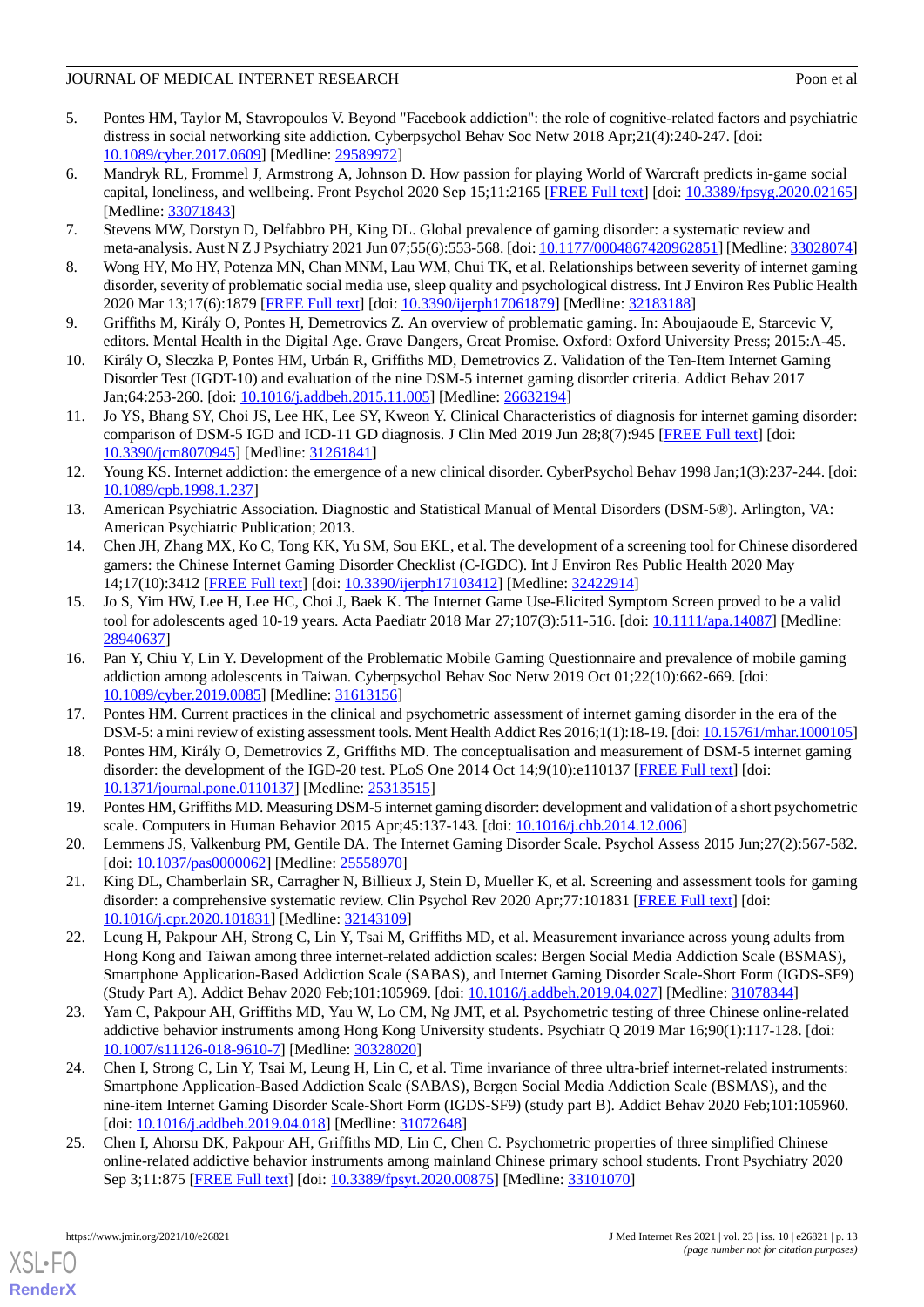5. Pontes HM, Taylor M, Stavropoulos V. Beyond "Facebook addiction": the role of cognitive-related factors and psychiatric distress in social networking site addiction. Cyberpsychol Behav Soc Netw 2018 Apr;21(4):240-247. [doi: 10.1089/cyber.2017.0609] [Medline: 29589972]
6. Mandryk RL, Frommel J, Armstrong A, Johnson D. How passion for playing World of Warcraft predicts in-game social capital, loneliness, and wellbeing. Front Psychol 2020 Sep 15;11:2165 [FREE Full text] [doi: 10.3389/fpsyg.2020.02165] [Medline: 33071843]
7. Stevens MW, Dorstyn D, Delfabbro PH, King DL. Global prevalence of gaming disorder: a systematic review and meta-analysis. Aust N Z J Psychiatry 2021 Jun 07;55(6):553-568. [doi: 10.1177/0004867420962851] [Medline: 33028074]
8. Wong HY, Mo HY, Potenza MN, Chan MNM, Lau WM, Chui TK, et al. Relationships between severity of internet gaming disorder, severity of problematic social media use, sleep quality and psychological distress. Int J Environ Res Public Health 2020 Mar 13;17(6):1879 [FREE Full text] [doi: 10.3390/ijerph17061879] [Medline: 32183188]
9. Griffiths M, Király O, Pontes H, Demetrovics Z. An overview of problematic gaming. In: Aboujaoude E, Starcevic V, editors. Mental Health in the Digital Age. Grave Dangers, Great Promise. Oxford: Oxford University Press; 2015:A-45.
10. Király O, Sleczka P, Pontes HM, Urbán R, Griffiths MD, Demetrovics Z. Validation of the Ten-Item Internet Gaming Disorder Test (IGDT-10) and evaluation of the nine DSM-5 internet gaming disorder criteria. Addict Behav 2017 Jan;64:253-260. [doi: 10.1016/j.addbeh.2015.11.005] [Medline: 26632194]
11. Jo YS, Bhang SY, Choi JS, Lee HK, Lee SY, Kweon Y. Clinical Characteristics of diagnosis for internet gaming disorder: comparison of DSM-5 IGD and ICD-11 GD diagnosis. J Clin Med 2019 Jun 28;8(7):945 [FREE Full text] [doi: 10.3390/jcm8070945] [Medline: 31261841]
12. Young KS. Internet addiction: the emergence of a new clinical disorder. CyberPsychol Behav 1998 Jan;1(3):237-244. [doi: 10.1089/cpb.1998.1.237]
13. American Psychiatric Association. Diagnostic and Statistical Manual of Mental Disorders (DSM-5®). Arlington, VA: American Psychiatric Publication; 2013.
14. Chen JH, Zhang MX, Ko C, Tong KK, Yu SM, Sou EKL, et al. The development of a screening tool for Chinese disordered gamers: the Chinese Internet Gaming Disorder Checklist (C-IGDC). Int J Environ Res Public Health 2020 May 14;17(10):3412 [FREE Full text] [doi: 10.3390/ijerph17103412] [Medline: 32422914]
15. Jo S, Yim HW, Lee H, Lee HC, Choi J, Baek K. The Internet Game Use-Elicited Symptom Screen proved to be a valid tool for adolescents aged 10-19 years. Acta Paediatr 2018 Mar 27;107(3):511-516. [doi: 10.1111/apa.14087] [Medline: 28940637]
16. Pan Y, Chiu Y, Lin Y. Development of the Problematic Mobile Gaming Questionnaire and prevalence of mobile gaming addiction among adolescents in Taiwan. Cyberpsychol Behav Soc Netw 2019 Oct 01;22(10):662-669. [doi: 10.1089/cyber.2019.0085] [Medline: 31613156]
17. Pontes HM. Current practices in the clinical and psychometric assessment of internet gaming disorder in the era of the DSM-5: a mini review of existing assessment tools. Ment Health Addict Res 2016;1(1):18-19. [doi: 10.15761/mhar.1000105]
18. Pontes HM, Király O, Demetrovics Z, Griffiths MD. The conceptualisation and measurement of DSM-5 internet gaming disorder: the development of the IGD-20 test. PLoS One 2014 Oct 14;9(10):e110137 [FREE Full text] [doi: 10.1371/journal.pone.0110137] [Medline: 25313515]
19. Pontes HM, Griffiths MD. Measuring DSM-5 internet gaming disorder: development and validation of a short psychometric scale. Computers in Human Behavior 2015 Apr;45:137-143. [doi: 10.1016/j.chb.2014.12.006]
20. Lemmens JS, Valkenburg PM, Gentile DA. The Internet Gaming Disorder Scale. Psychol Assess 2015 Jun;27(2):567-582. [doi: 10.1037/pas0000062] [Medline: 25558970]
21. King DL, Chamberlain SR, Carragher N, Billieux J, Stein D, Mueller K, et al. Screening and assessment tools for gaming disorder: a comprehensive systematic review. Clin Psychol Rev 2020 Apr;77:101831 [FREE Full text] [doi: 10.1016/j.cpr.2020.101831] [Medline: 32143109]
22. Leung H, Pakpour AH, Strong C, Lin Y, Tsai M, Griffiths MD, et al. Measurement invariance across young adults from Hong Kong and Taiwan among three internet-related addiction scales: Bergen Social Media Addiction Scale (BSMAS), Smartphone Application-Based Addiction Scale (SABAS), and Internet Gaming Disorder Scale-Short Form (IGDS-SF9) (Study Part A). Addict Behav 2020 Feb;101:105969. [doi: 10.1016/j.addbeh.2019.04.027] [Medline: 31078344]
23. Yam C, Pakpour AH, Griffiths MD, Yau W, Lo CM, Ng JMT, et al. Psychometric testing of three Chinese online-related addictive behavior instruments among Hong Kong University students. Psychiatr Q 2019 Mar 16;90(1):117-128. [doi: 10.1007/s11126-018-9610-7] [Medline: 30328020]
24. Chen I, Strong C, Lin Y, Tsai M, Leung H, Lin C, et al. Time invariance of three ultra-brief internet-related instruments: Smartphone Application-Based Addiction Scale (SABAS), Bergen Social Media Addiction Scale (BSMAS), and the nine-item Internet Gaming Disorder Scale-Short Form (IGDS-SF9) (study part B). Addict Behav 2020 Feb;101:105960. [doi: 10.1016/j.addbeh.2019.04.018] [Medline: 31072648]
25. Chen I, Ahorsu DK, Pakpour AH, Griffiths MD, Lin C, Chen C. Psychometric properties of three simplified Chinese online-related addictive behavior instruments among mainland Chinese primary school students. Front Psychiatry 2020 Sep 3;11:875 [FREE Full text] [doi: 10.3389/fpsyt.2020.00875] [Medline: 33101070]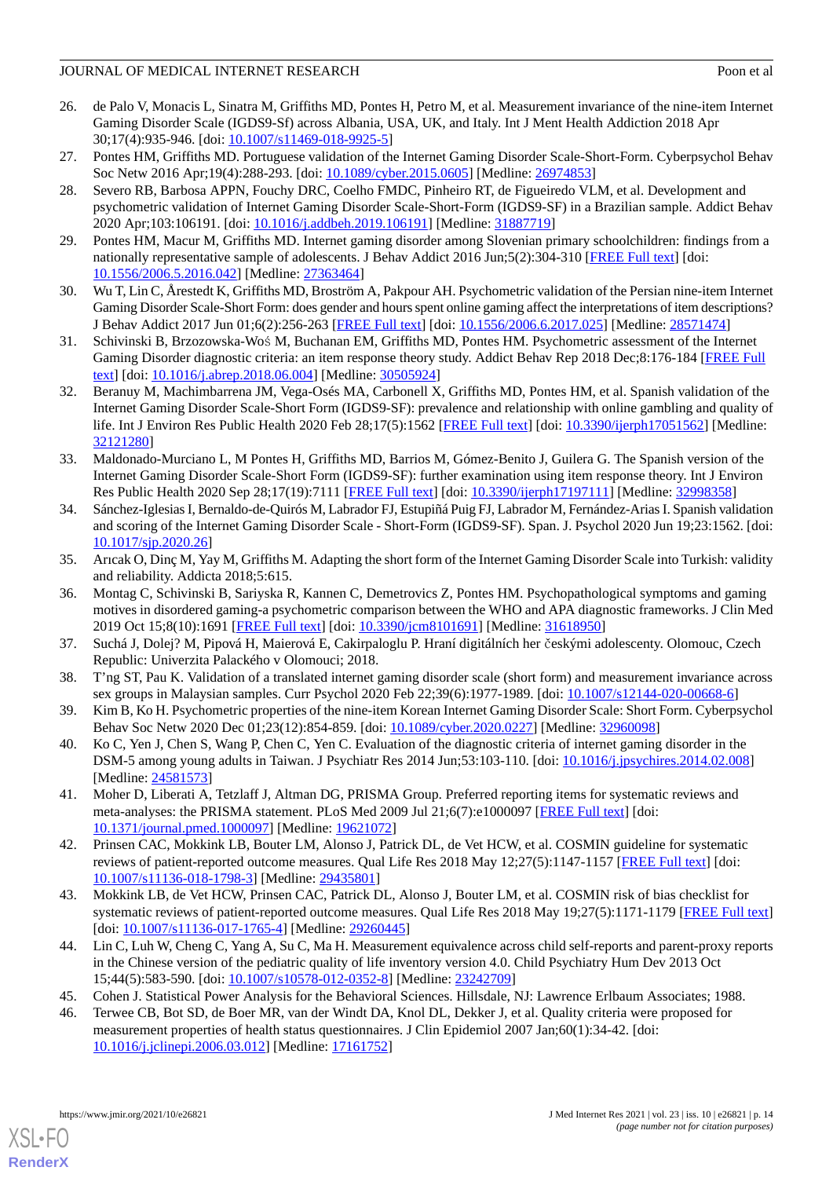26. de Palo V, Monacis L, Sinatra M, Griffiths MD, Pontes H, Petro M, et al. Measurement invariance of the nine-item Internet Gaming Disorder Scale (IGDS9-Sf) across Albania, USA, UK, and Italy. Int J Ment Health Addiction 2018 Apr 30;17(4):935-946. [doi: 10.1007/s11469-018-9925-5]
27. Pontes HM, Griffiths MD. Portuguese validation of the Internet Gaming Disorder Scale-Short-Form. Cyberpsychol Behav Soc Netw 2016 Apr;19(4):288-293. [doi: 10.1089/cyber.2015.0605] [Medline: 26974853]
28. Severo RB, Barbosa APPN, Fouchy DRC, Coelho FMDC, Pinheiro RT, de Figueiredo VLM, et al. Development and psychometric validation of Internet Gaming Disorder Scale-Short-Form (IGDS9-SF) in a Brazilian sample. Addict Behav 2020 Apr;103:106191. [doi: 10.1016/j.addbeh.2019.106191] [Medline: 31887719]
29. Pontes HM, Macur M, Griffiths MD. Internet gaming disorder among Slovenian primary schoolchildren: findings from a nationally representative sample of adolescents. J Behav Addict 2016 Jun;5(2):304-310 [FREE Full text] [doi: 10.1556/2006.5.2016.042] [Medline: 27363464]
30. Wu T, Lin C, Årestedt K, Griffiths MD, Broström A, Pakpour AH. Psychometric validation of the Persian nine-item Internet Gaming Disorder Scale-Short Form: does gender and hours spent online gaming affect the interpretations of item descriptions? J Behav Addict 2017 Jun 01;6(2):256-263 [FREE Full text] [doi: 10.1556/2006.6.2017.025] [Medline: 28571474]
31. Schivinski B, Brzozowska-Woś M, Buchanan EM, Griffiths MD, Pontes HM. Psychometric assessment of the Internet Gaming Disorder diagnostic criteria: an item response theory study. Addict Behav Rep 2018 Dec;8:176-184 [FREE Full text] [doi: 10.1016/j.abrep.2018.06.004] [Medline: 30505924]
32. Beranuy M, Machimbarrena JM, Vega-Osés MA, Carbonell X, Griffiths MD, Pontes HM, et al. Spanish validation of the Internet Gaming Disorder Scale-Short Form (IGDS9-SF): prevalence and relationship with online gambling and quality of life. Int J Environ Res Public Health 2020 Feb 28;17(5):1562 [FREE Full text] [doi: 10.3390/ijerph17051562] [Medline: 32121280]
33. Maldonado-Murciano L, M Pontes H, Griffiths MD, Barrios M, Gómez-Benito J, Guilera G. The Spanish version of the Internet Gaming Disorder Scale-Short Form (IGDS9-SF): further examination using item response theory. Int J Environ Res Public Health 2020 Sep 28;17(19):7111 [FREE Full text] [doi: 10.3390/ijerph17197111] [Medline: 32998358]
34. Sánchez-Iglesias I, Bernaldo-de-Quirós M, Labrador FJ, Estupiñá Puig FJ, Labrador M, Fernández-Arias I. Spanish validation and scoring of the Internet Gaming Disorder Scale - Short-Form (IGDS9-SF). Span. J. Psychol 2020 Jun 19;23:1562. [doi: 10.1017/sjp.2020.26]
35. Arıcak O, Dinç M, Yay M, Griffiths M. Adapting the short form of the Internet Gaming Disorder Scale into Turkish: validity and reliability. Addicta 2018;5:615.
36. Montag C, Schivinski B, Sariyska R, Kannen C, Demetrovics Z, Pontes HM. Psychopathological symptoms and gaming motives in disordered gaming-a psychometric comparison between the WHO and APA diagnostic frameworks. J Clin Med 2019 Oct 15;8(10):1691 [FREE Full text] [doi: 10.3390/jcm8101691] [Medline: 31618950]
37. Suchá J, Dolej? M, Pipová H, Maierová E, Cakirpaloglu P. Hraní digitálních her českými adolescenty. Olomouc, Czech Republic: Univerzita Palackého v Olomouci; 2018.
38. T'ng ST, Pau K. Validation of a translated internet gaming disorder scale (short form) and measurement invariance across sex groups in Malaysian samples. Curr Psychol 2020 Feb 22;39(6):1977-1989. [doi: 10.1007/s12144-020-00668-6]
39. Kim B, Ko H. Psychometric properties of the nine-item Korean Internet Gaming Disorder Scale: Short Form. Cyberpsychol Behav Soc Netw 2020 Dec 01;23(12):854-859. [doi: 10.1089/cyber.2020.0227] [Medline: 32960098]
40. Ko C, Yen J, Chen S, Wang P, Chen C, Yen C. Evaluation of the diagnostic criteria of internet gaming disorder in the DSM-5 among young adults in Taiwan. J Psychiatr Res 2014 Jun;53:103-110. [doi: 10.1016/j.jpsychires.2014.02.008] [Medline: 24581573]
41. Moher D, Liberati A, Tetzlaff J, Altman DG, PRISMA Group. Preferred reporting items for systematic reviews and meta-analyses: the PRISMA statement. PLoS Med 2009 Jul 21;6(7):e1000097 [FREE Full text] [doi: 10.1371/journal.pmed.1000097] [Medline: 19621072]
42. Prinsen CAC, Mokkink LB, Bouter LM, Alonso J, Patrick DL, de Vet HCW, et al. COSMIN guideline for systematic reviews of patient-reported outcome measures. Qual Life Res 2018 May 12;27(5):1147-1157 [FREE Full text] [doi: 10.1007/s11136-018-1798-3] [Medline: 29435801]
43. Mokkink LB, de Vet HCW, Prinsen CAC, Patrick DL, Alonso J, Bouter LM, et al. COSMIN risk of bias checklist for systematic reviews of patient-reported outcome measures. Qual Life Res 2018 May 19;27(5):1171-1179 [FREE Full text] [doi: 10.1007/s11136-017-1765-4] [Medline: 29260445]
44. Lin C, Luh W, Cheng C, Yang A, Su C, Ma H. Measurement equivalence across child self-reports and parent-proxy reports in the Chinese version of the pediatric quality of life inventory version 4.0. Child Psychiatry Hum Dev 2013 Oct 15;44(5):583-590. [doi: 10.1007/s10578-012-0352-8] [Medline: 23242709]
45. Cohen J. Statistical Power Analysis for the Behavioral Sciences. Hillsdale, NJ: Lawrence Erlbaum Associates; 1988.
46. Terwee CB, Bot SD, de Boer MR, van der Windt DA, Knol DL, Dekker J, et al. Quality criteria were proposed for measurement properties of health status questionnaires. J Clin Epidemiol 2007 Jan;60(1):34-42. [doi: 10.1016/j.jclinepi.2006.03.012] [Medline: 17161752]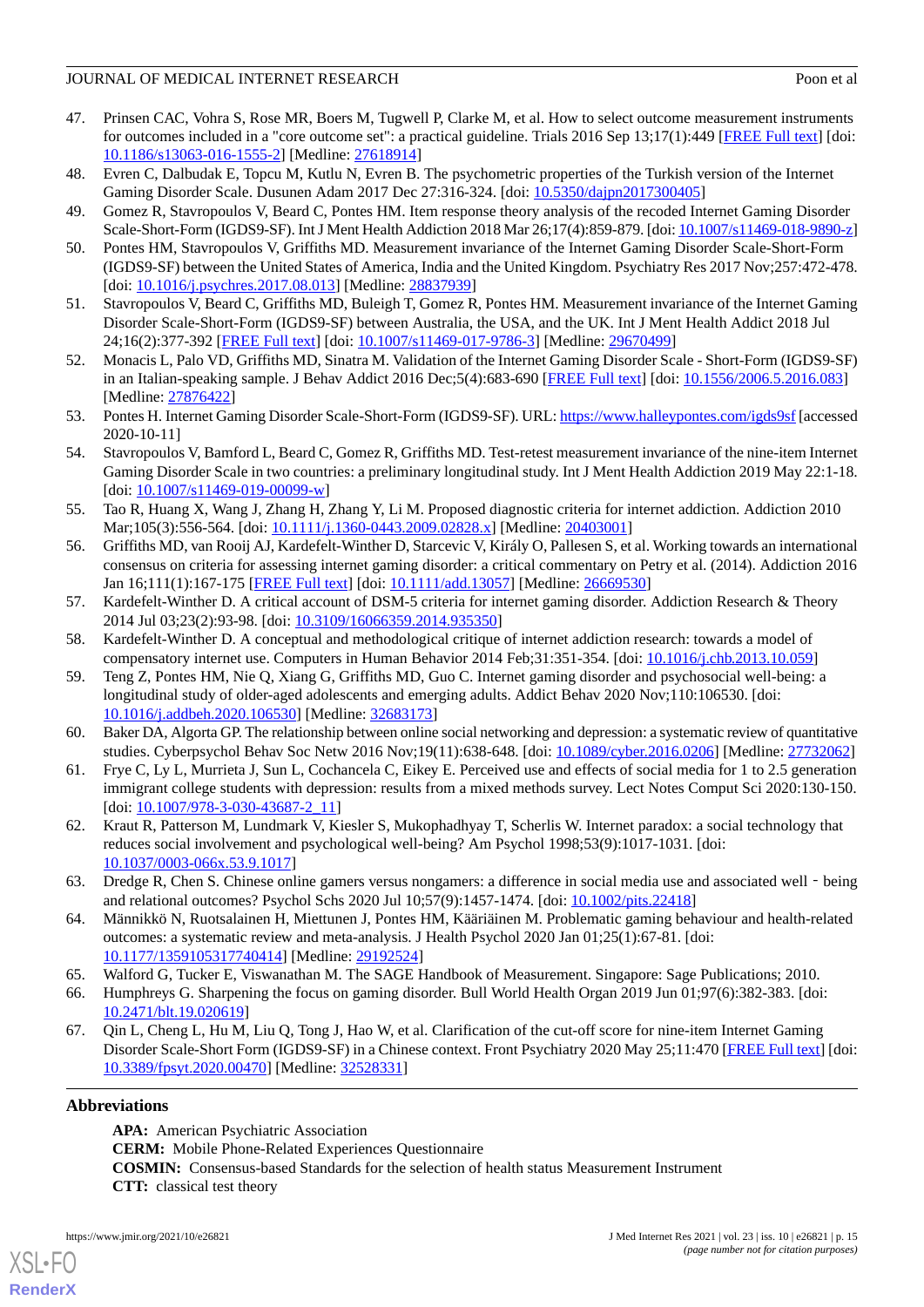47. Prinsen CAC, Vohra S, Rose MR, Boers M, Tugwell P, Clarke M, et al. How to select outcome measurement instruments for outcomes included in a "core outcome set": a practical guideline. Trials 2016 Sep 13;17(1):449 [FREE Full text] [doi: 10.1186/s13063-016-1555-2] [Medline: 27618914]
48. Evren C, Dalbudak E, Topcu M, Kutlu N, Evren B. The psychometric properties of the Turkish version of the Internet Gaming Disorder Scale. Dusunen Adam 2017 Dec 27:316-324. [doi: 10.5350/dajpn2017300405]
49. Gomez R, Stavropoulos V, Beard C, Pontes HM. Item response theory analysis of the recoded Internet Gaming Disorder Scale-Short-Form (IGDS9-SF). Int J Ment Health Addiction 2018 Mar 26;17(4):859-879. [doi: 10.1007/s11469-018-9890-z]
50. Pontes HM, Stavropoulos V, Griffiths MD. Measurement invariance of the Internet Gaming Disorder Scale-Short-Form (IGDS9-SF) between the United States of America, India and the United Kingdom. Psychiatry Res 2017 Nov;257:472-478. [doi: 10.1016/j.psychres.2017.08.013] [Medline: 28837939]
51. Stavropoulos V, Beard C, Griffiths MD, Buleigh T, Gomez R, Pontes HM. Measurement invariance of the Internet Gaming Disorder Scale-Short-Form (IGDS9-SF) between Australia, the USA, and the UK. Int J Ment Health Addict 2018 Jul 24;16(2):377-392 [FREE Full text] [doi: 10.1007/s11469-017-9786-3] [Medline: 29670499]
52. Monacis L, Palo VD, Griffiths MD, Sinatra M. Validation of the Internet Gaming Disorder Scale - Short-Form (IGDS9-SF) in an Italian-speaking sample. J Behav Addict 2016 Dec;5(4):683-690 [FREE Full text] [doi: 10.1556/2006.5.2016.083] [Medline: 27876422]
53. Pontes H. Internet Gaming Disorder Scale-Short-Form (IGDS9-SF). URL: https://www.halleypontes.com/igds9sf [accessed 2020-10-11]
54. Stavropoulos V, Bamford L, Beard C, Gomez R, Griffiths MD. Test-retest measurement invariance of the nine-item Internet Gaming Disorder Scale in two countries: a preliminary longitudinal study. Int J Ment Health Addiction 2019 May 22:1-18. [doi: 10.1007/s11469-019-00099-w]
55. Tao R, Huang X, Wang J, Zhang H, Zhang Y, Li M. Proposed diagnostic criteria for internet addiction. Addiction 2010 Mar;105(3):556-564. [doi: 10.1111/j.1360-0443.2009.02828.x] [Medline: 20403001]
56. Griffiths MD, van Rooij AJ, Kardefelt-Winther D, Starcevic V, Király O, Pallesen S, et al. Working towards an international consensus on criteria for assessing internet gaming disorder: a critical commentary on Petry et al. (2014). Addiction 2016 Jan 16;111(1):167-175 [FREE Full text] [doi: 10.1111/add.13057] [Medline: 26669530]
57. Kardefelt-Winther D. A critical account of DSM-5 criteria for internet gaming disorder. Addiction Research & Theory 2014 Jul 03;23(2):93-98. [doi: 10.3109/16066359.2014.935350]
58. Kardefelt-Winther D. A conceptual and methodological critique of internet addiction research: towards a model of compensatory internet use. Computers in Human Behavior 2014 Feb;31:351-354. [doi: 10.1016/j.chb.2013.10.059]
59. Teng Z, Pontes HM, Nie Q, Xiang G, Griffiths MD, Guo C. Internet gaming disorder and psychosocial well-being: a longitudinal study of older-aged adolescents and emerging adults. Addict Behav 2020 Nov;110:106530. [doi: 10.1016/j.addbeh.2020.106530] [Medline: 32683173]
60. Baker DA, Algorta GP. The relationship between online social networking and depression: a systematic review of quantitative studies. Cyberpsychol Behav Soc Netw 2016 Nov;19(11):638-648. [doi: 10.1089/cyber.2016.0206] [Medline: 27732062]
61. Frye C, Ly L, Murrieta J, Sun L, Cochancela C, Eikey E. Perceived use and effects of social media for 1 to 2.5 generation immigrant college students with depression: results from a mixed methods survey. Lect Notes Comput Sci 2020:130-150. [doi: 10.1007/978-3-030-43687-2_11]
62. Kraut R, Patterson M, Lundmark V, Kiesler S, Mukophadhyay T, Scherlis W. Internet paradox: a social technology that reduces social involvement and psychological well-being? Am Psychol 1998;53(9):1017-1031. [doi: 10.1037/0003-066x.53.9.1017]
63. Dredge R, Chen S. Chinese online gamers versus nongamers: a difference in social media use and associated well‐being and relational outcomes? Psychol Schs 2020 Jul 10;57(9):1457-1474. [doi: 10.1002/pits.22418]
64. Männikkö N, Ruotsalainen H, Miettunen J, Pontes HM, Kääriäinen M. Problematic gaming behaviour and health-related outcomes: a systematic review and meta-analysis. J Health Psychol 2020 Jan 01;25(1):67-81. [doi: 10.1177/1359105317740414] [Medline: 29192524]
65. Walford G, Tucker E, Viswanathan M. The SAGE Handbook of Measurement. Singapore: Sage Publications; 2010.
66. Humphreys G. Sharpening the focus on gaming disorder. Bull World Health Organ 2019 Jun 01;97(6):382-383. [doi: 10.2471/blt.19.020619]
67. Qin L, Cheng L, Hu M, Liu Q, Tong J, Hao W, et al. Clarification of the cut-off score for nine-item Internet Gaming Disorder Scale-Short Form (IGDS9-SF) in a Chinese context. Front Psychiatry 2020 May 25;11:470 [FREE Full text] [doi: 10.3389/fpsyt.2020.00470] [Medline: 32528331]

## Abbreviations

**APA:** American Psychiatric Association
**CERM:** Mobile Phone-Related Experiences Questionnaire
**COSMIN:** Consensus-based Standards for the selection of health status Measurement Instrument
**CTT:** classical test theory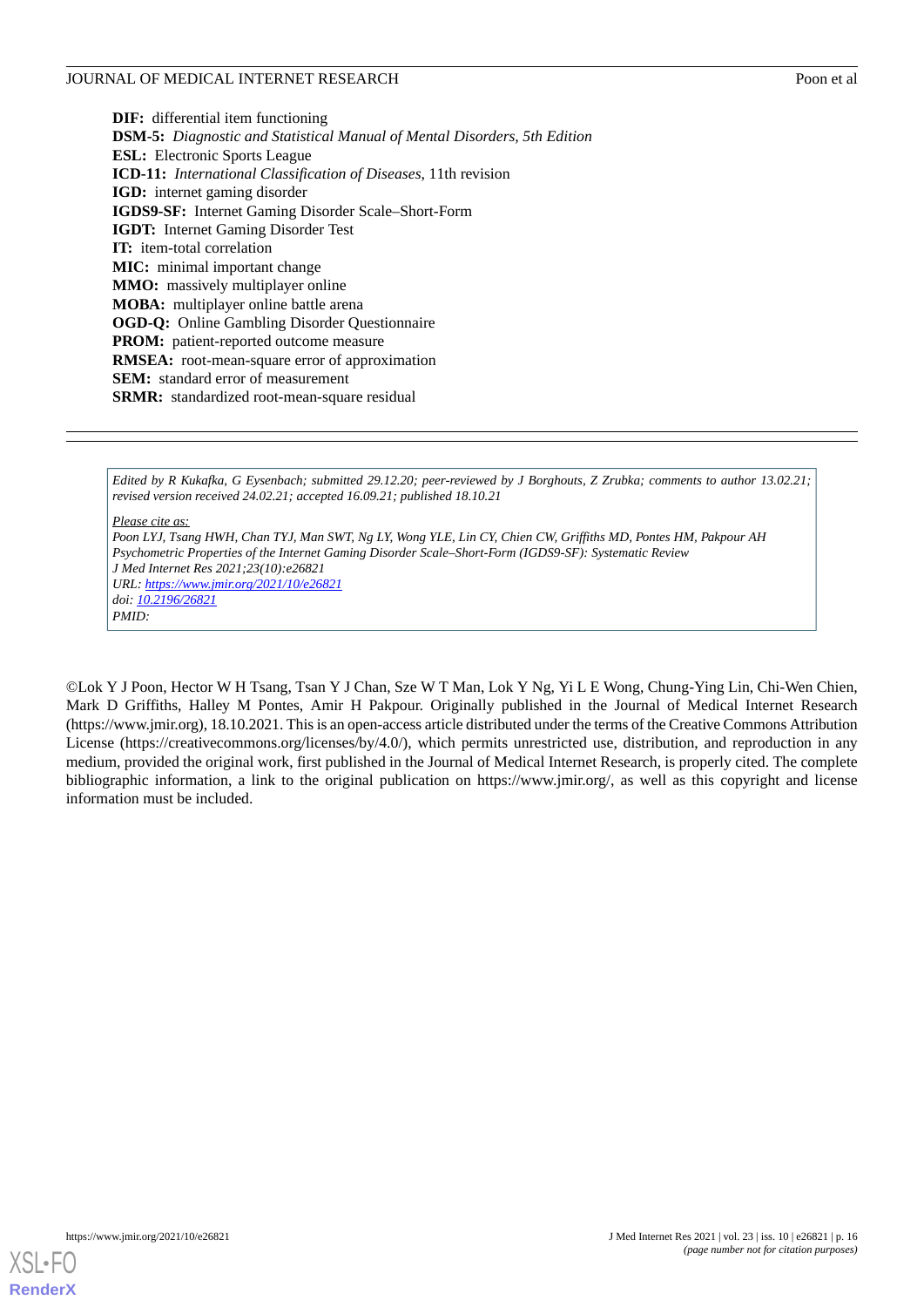**DIF:** differential item functioning
**DSM-5:** *Diagnostic and Statistical Manual of Mental Disorders, 5th Edition*
**ESL:** Electronic Sports League
**ICD-11:** *International Classification of Diseases,* 11th revision
**IGD:** internet gaming disorder
**IGDS9-SF:** Internet Gaming Disorder Scale–Short-Form
**IGDT:** Internet Gaming Disorder Test
**IT:** item-total correlation
**MIC:** minimal important change
**MMO:** massively multiplayer online
**MOBA:** multiplayer online battle arena
**OGD-Q:** Online Gambling Disorder Questionnaire
**PROM:** patient-reported outcome measure
**RMSEA:** root-mean-square error of approximation
**SEM:** standard error of measurement
**SRMR:** standardized root-mean-square residual

---

*Edited by R Kukafka, G Eysenbach; submitted 29.12.20; peer-reviewed by J Borghouts, Z Zrubka; comments to author 13.02.21; revised version received 24.02.21; accepted 16.09.21; published 18.10.21*

*Please cite as:*
*Poon LYJ, Tsang HWH, Chan TYJ, Man SWT, Ng LY, Wong YLE, Lin CY, Chien CW, Griffiths MD, Pontes HM, Pakpour AH*
*Psychometric Properties of the Internet Gaming Disorder Scale–Short-Form (IGDS9-SF): Systematic Review*
*J Med Internet Res 2021;23(10):e26821*
*URL: https://www.jmir.org/2021/10/e26821*
*doi: 10.2196/26821*
*PMID:*

©Lok Y J Poon, Hector W H Tsang, Tsan Y J Chan, Sze W T Man, Lok Y Ng, Yi L E Wong, Chung-Ying Lin, Chi-Wen Chien, Mark D Griffiths, Halley M Pontes, Amir H Pakpour. Originally published in the Journal of Medical Internet Research (https://www.jmir.org), 18.10.2021. This is an open-access article distributed under the terms of the Creative Commons Attribution License (https://creativecommons.org/licenses/by/4.0/), which permits unrestricted use, distribution, and reproduction in any medium, provided the original work, first published in the Journal of Medical Internet Research, is properly cited. The complete bibliographic information, a link to the original publication on https://www.jmir.org/, as well as this copyright and license information must be included.